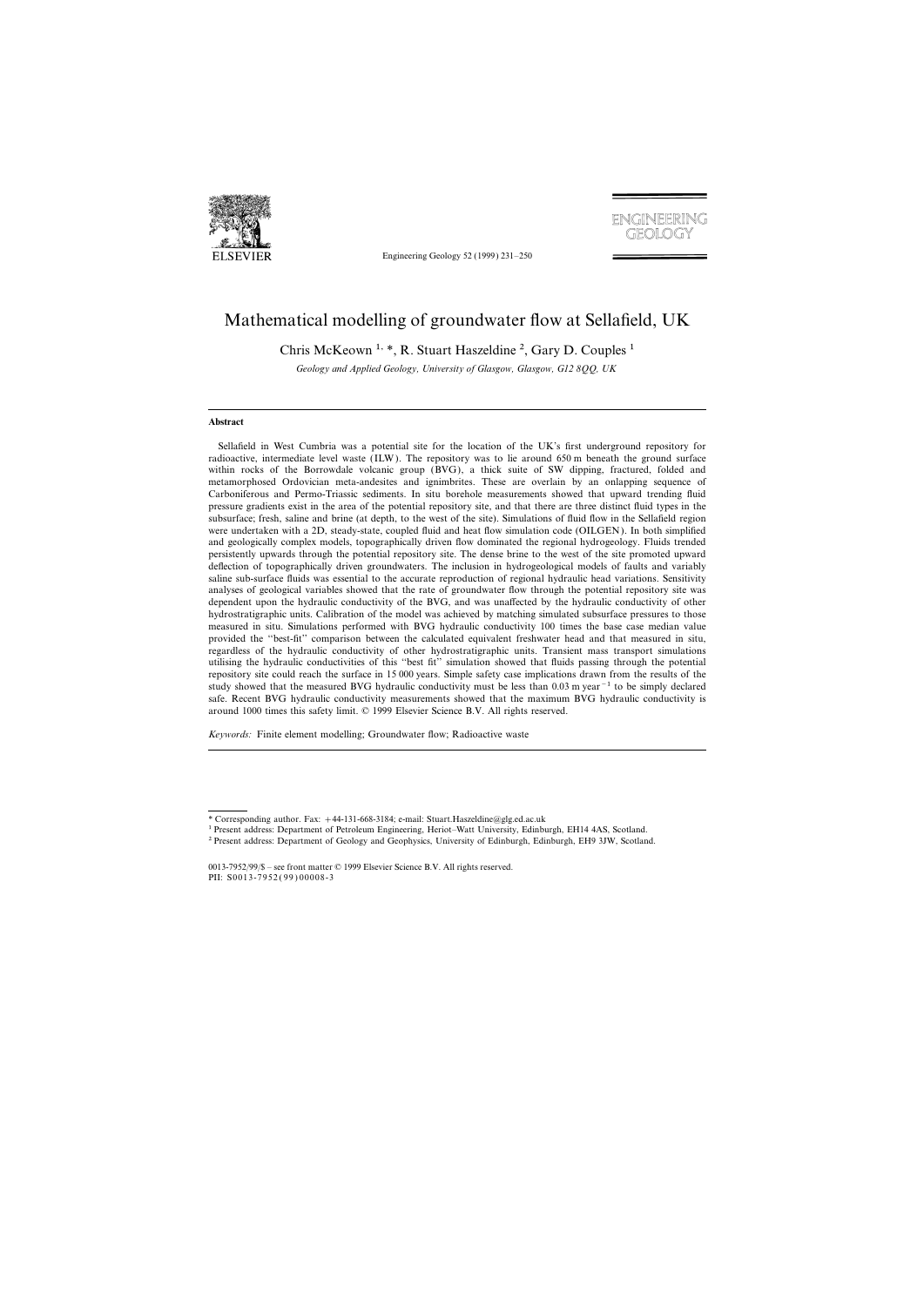# Mathematical modelling of groundwater flow at Sellafield, UK

Chris McKeown [1,*], R. Stuart Haszeldine [2], Gary D. Couples [1]

*Geology and Applied Geology, University of Glasgow, Glasgow, G12 8QQ, UK*

## Abstract

Sellafield in West Cumbria was a potential site for the location of the UK's first underground repository for radioactive, intermediate level waste (ILW). The repository was to lie around 650 m beneath the ground surface within rocks of the Borrowdale volcanic group (BVG), a thick suite of SW dipping, fractured, folded and metamorphosed Ordovician meta-andesites and ignimbrites. These are overlain by an onlapping sequence of Carboniferous and Permo-Triassic sediments. In situ borehole measurements showed that upward trending fluid pressure gradients exist in the area of the potential repository site, and that there are three distinct fluid types in the subsurface; fresh, saline and brine (at depth, to the west of the site). Simulations of fluid flow in the Sellafield region were undertaken with a 2D, steady-state, coupled fluid and heat flow simulation code (OILGEN). In both simplified and geologically complex models, topographically driven flow dominated the regional hydrogeology. Fluids trended persistently upwards through the potential repository site. The dense brine to the west of the site promoted upward deflection of topographically driven groundwaters. The inclusion in hydrogeological models of faults and variably saline sub-surface fluids was essential to the accurate reproduction of regional hydraulic head variations. Sensitivity analyses of geological variables showed that the rate of groundwater flow through the potential repository site was dependent upon the hydraulic conductivity of the BVG, and was unaffected by the hydraulic conductivity of other hydrostratigraphic units. Calibration of the model was achieved by matching simulated subsurface pressures to those measured in situ. Simulations performed with BVG hydraulic conductivity 100 times the base case median value provided the "best-fit" comparison between the calculated equivalent freshwater head and that measured in situ, regardless of the hydraulic conductivity of other hydrostratigraphic units. Transient mass transport simulations utilising the hydraulic conductivities of this "best fit" simulation showed that fluids passing through the potential repository site could reach the surface in 15 000 years. Simple safety case implications drawn from the results of the study showed that the measured BVG hydraulic conductivity must be less than 0.03 m year$^{-1}$ to be simply declared safe. Recent BVG hydraulic conductivity measurements showed that the maximum BVG hydraulic conductivity is around 1000 times this safety limit. © 1999 Elsevier Science B.V. All rights reserved.

*Keywords:* Finite element modelling; Groundwater flow; Radioactive waste

---

\* Corresponding author. Fax: +44-131-668-3184; e-mail: Stuart.Haszeldine@glg.ed.ac.uk

[1] Present address: Department of Petroleum Engineering, Heriot–Watt University, Edinburgh, EH14 4AS, Scotland.

[2] Present address: Department of Geology and Geophysics, University of Edinburgh, Edinburgh, EH9 3JW, Scotland.

0013-7952/99/$ – see front matter © 1999 Elsevier Science B.V. All rights reserved.
PII: S0013-7952(99)00008-3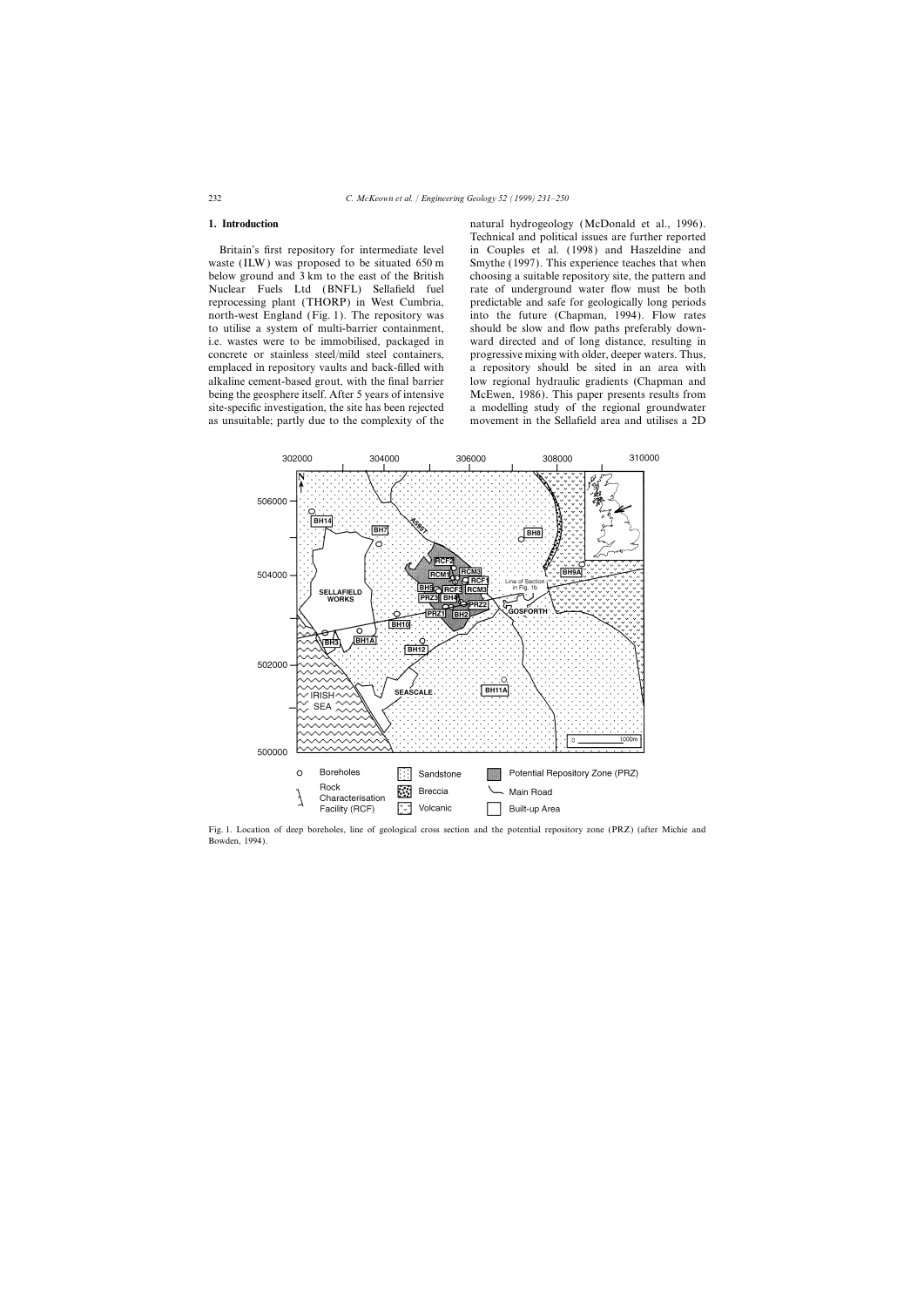## 1. Introduction

Britain's first repository for intermediate level waste (ILW) was proposed to be situated 650 m below ground and 3 km to the east of the British Nuclear Fuels Ltd (BNFL) Sellafield fuel reprocessing plant (THORP) in West Cumbria, north-west England (Fig. 1). The repository was to utilise a system of multi-barrier containment, i.e. wastes were to be immobilised, packaged in concrete or stainless steel/mild steel containers, emplaced in repository vaults and back-filled with alkaline cement-based grout, with the final barrier being the geosphere itself. After 5 years of intensive site-specific investigation, the site has been rejected as unsuitable; partly due to the complexity of the natural hydrogeology (McDonald et al., 1996). Technical and political issues are further reported in Couples et al. (1998) and Haszeldine and Smythe (1997). This experience teaches that when choosing a suitable repository site, the pattern and rate of underground water flow must be both predictable and safe for geologically long periods into the future (Chapman, 1994). Flow rates should be slow and flow paths preferably downward directed and of long distance, resulting in progressive mixing with older, deeper waters. Thus, a repository should be sited in an area with low regional hydraulic gradients (Chapman and McEwen, 1986). This paper presents results from a modelling study of the regional groundwater movement in the Sellafield area and utilises a 2D

Fig. 1. Location of deep boreholes, line of geological cross section and the potential repository zone (PRZ) (after Michie and Bowden, 1994).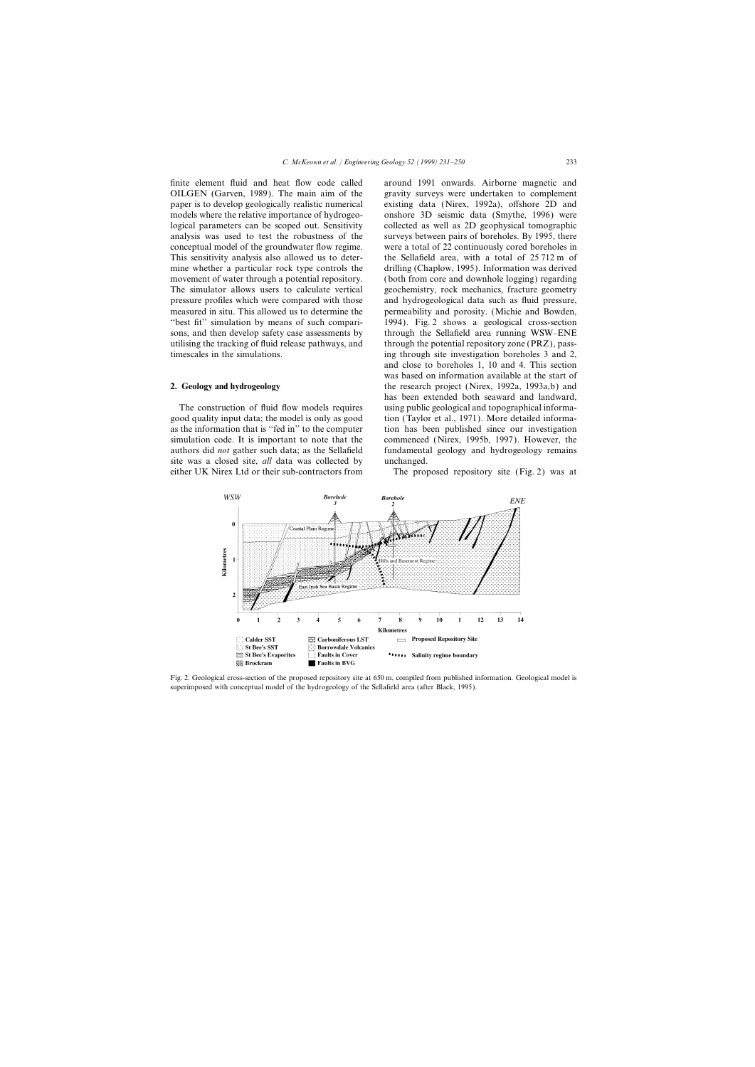finite element fluid and heat flow code called OILGEN (Garven, 1989). The main aim of the paper is to develop geologically realistic numerical models where the relative importance of hydrogeological parameters can be scoped out. Sensitivity analysis was used to test the robustness of the conceptual model of the groundwater flow regime. This sensitivity analysis also allowed us to determine whether a particular rock type controls the movement of water through a potential repository. The simulator allows users to calculate vertical pressure profiles which were compared with those measured in situ. This allowed us to determine the "best fit" simulation by means of such comparisons, and then develop safety case assessments by utilising the tracking of fluid release pathways, and timescales in the simulations.

## 2. Geology and hydrogeology

The construction of fluid flow models requires good quality input data; the model is only as good as the information that is "fed in" to the computer simulation code. It is important to note that the authors did *not* gather such data; as the Sellafield site was a closed site, *all* data was collected by either UK Nirex Ltd or their sub-contractors from around 1991 onwards. Airborne magnetic and gravity surveys were undertaken to complement existing data (Nirex, 1992a), offshore 2D and onshore 3D seismic data (Smythe, 1996) were collected as well as 2D geophysical tomographic surveys between pairs of boreholes. By 1995, there were a total of 22 continuously cored boreholes in the Sellafield area, with a total of 25 712 m of drilling (Chaplow, 1995). Information was derived (both from core and downhole logging) regarding geochemistry, rock mechanics, fracture geometry and hydrogeological data such as fluid pressure, permeability and porosity. (Michie and Bowden, 1994). Fig. 2 shows a geological cross-section through the Sellafield area running WSW–ENE through the potential repository zone (PRZ), passing through site investigation boreholes 3 and 2, and close to boreholes 1, 10 and 4. This section was based on information available at the start of the research project (Nirex, 1992a, 1993a,b) and has been extended both seaward and landward, using public geological and topographical information (Taylor et al., 1971). More detailed information has been published since our investigation commenced (Nirex, 1995b, 1997). However, the fundamental geology and hydrogeology remains unchanged.

The proposed repository site (Fig. 2) was at

Fig. 2. Geological cross-section of the proposed repository site at 650 m, compiled from published information. Geological model is superimposed with conceptual model of the hydrogeology of the Sellafield area (after Black, 1995).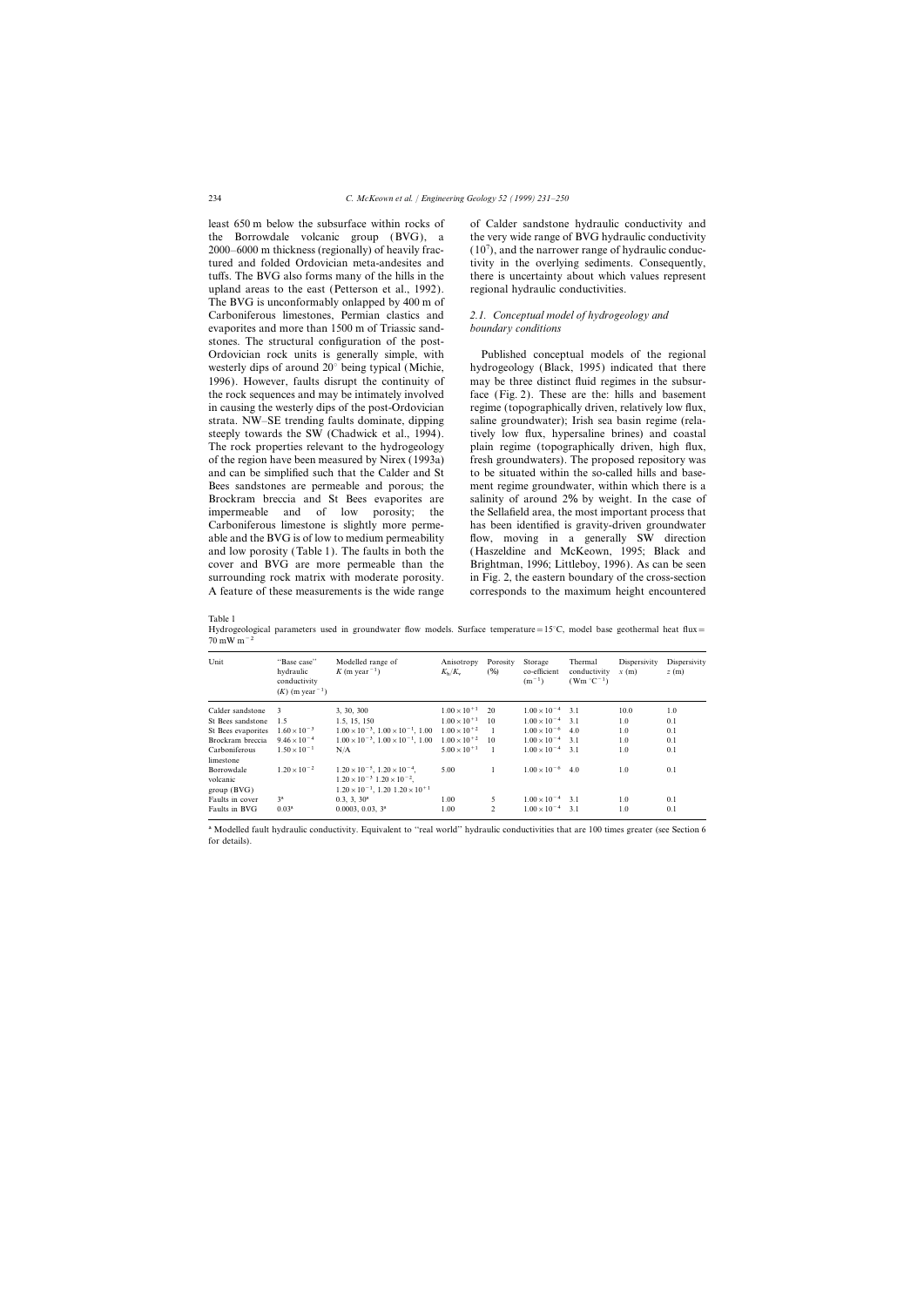least 650 m below the subsurface within rocks of the Borrowdale volcanic group (BVG), a 2000–6000 m thickness (regionally) of heavily fractured and folded Ordovician meta-andesites and tuffs. The BVG also forms many of the hills in the upland areas to the east (Petterson et al., 1992). The BVG is unconformably onlapped by 400 m of Carboniferous limestones, Permian clastics and evaporites and more than 1500 m of Triassic sandstones. The structural configuration of the post-Ordovician rock units is generally simple, with westerly dips of around 20° being typical (Michie, 1996). However, faults disrupt the continuity of the rock sequences and may be intimately involved in causing the westerly dips of the post-Ordovician strata. NW–SE trending faults dominate, dipping steeply towards the SW (Chadwick et al., 1994). The rock properties relevant to the hydrogeology of the region have been measured by Nirex (1993a) and can be simplified such that the Calder and St Bees sandstones are permeable and porous; the Brockram breccia and St Bees evaporites are impermeable and of low porosity; the Carboniferous limestone is slightly more permeable and the BVG is of low to medium permeability and low porosity (Table 1). The faults in both the cover and BVG are more permeable than the surrounding rock matrix with moderate porosity. A feature of these measurements is the wide range of Calder sandstone hydraulic conductivity and the very wide range of BVG hydraulic conductivity ($10^7$), and the narrower range of hydraulic conductivity in the overlying sediments. Consequently, there is uncertainty about which values represent regional hydraulic conductivities.

### 2.1. Conceptual model of hydrogeology and boundary conditions

Published conceptual models of the regional hydrogeology (Black, 1995) indicated that there may be three distinct fluid regimes in the subsurface (Fig. 2). These are the: hills and basement regime (topographically driven, relatively low flux, saline groundwater); Irish sea basin regime (relatively low flux, hypersaline brines) and coastal plain regime (topographically driven, high flux, fresh groundwaters). The proposed repository was to be situated within the so-called hills and basement regime groundwater, within which there is a salinity of around 2% by weight. In the case of the Sellafield area, the most important process that has been identified is gravity-driven groundwater flow, moving in a generally SW direction (Haszeldine and McKeown, 1995; Black and Brightman, 1996; Littleboy, 1996). As can be seen in Fig. 2, the eastern boundary of the cross-section corresponds to the maximum height encountered

Table 1
Hydrogeological parameters used in groundwater flow models. Surface temperature = 15°C, model base geothermal heat flux = 70 mW m$^{-2}$

| Unit | "Base case" hydraulic conductivity ($K$) (m year$^{-1}$) | Modelled range of $K$ (m year$^{-1}$) | Anisotropy $K_h/K_v$ | Porosity (%) | Storage co-efficient (m$^{-1}$) | Thermal conductivity (Wm °C$^{-1}$) | Dispersivity $x$ (m) | Dispersivity $z$ (m) |
|---|---|---|---|---|---|---|---|---|
| Calder sandstone | 3 | 3, 30, 300 | $1.00\times10^{+1}$ | 20 | $1.00\times10^{-4}$ | 3.1 | 10.0 | 1.0 |
| St Bees sandstone | 1.5 | 1.5, 15, 150 | $1.00\times10^{+1}$ | 10 | $1.00\times10^{-4}$ | 3.1 | 1.0 | 0.1 |
| St Bees evaporites | $1.60\times10^{-3}$ | $1.00\times10^{-3}$, $1.00\times10^{-1}$, 1.00 | $1.00\times10^{+2}$ | 1 | $1.00\times10^{-6}$ | 4.0 | 1.0 | 0.1 |
| Brockram breccia | $9.46\times10^{-4}$ | $1.00\times10^{-3}$, $1.00\times10^{-1}$, 1.00 | $1.00\times10^{+2}$ | 10 | $1.00\times10^{-4}$ | 3.1 | 1.0 | 0.1 |
| Carboniferous limestone | $1.50\times10^{-1}$ | N/A | $5.00\times10^{+1}$ | 1 | $1.00\times10^{-4}$ | 3.1 | 1.0 | 0.1 |
| Borrowdale volcanic group (BVG) | $1.20\times10^{-2}$ | $1.20\times10^{-5}$, $1.20\times10^{-4}$, $1.20\times10^{-3}$ $1.20\times10^{-2}$, $1.20\times10^{-1}$, 1.20 $1.20\times10^{+1}$ | 5.00 | 1 | $1.00\times10^{-6}$ | 4.0 | 1.0 | 0.1 |
| Faults in cover | 3[a] | 0.3, 3, 30[a] | 1.00 | 5 | $1.00\times10^{-4}$ | 3.1 | 1.0 | 0.1 |
| Faults in BVG | 0.03[a] | 0.0003, 0.03, 3[a] | 1.00 | 2 | $1.00\times10^{-4}$ | 3.1 | 1.0 | 0.1 |

[a] Modelled fault hydraulic conductivity. Equivalent to "real world" hydraulic conductivities that are 100 times greater (see Section 6 for details).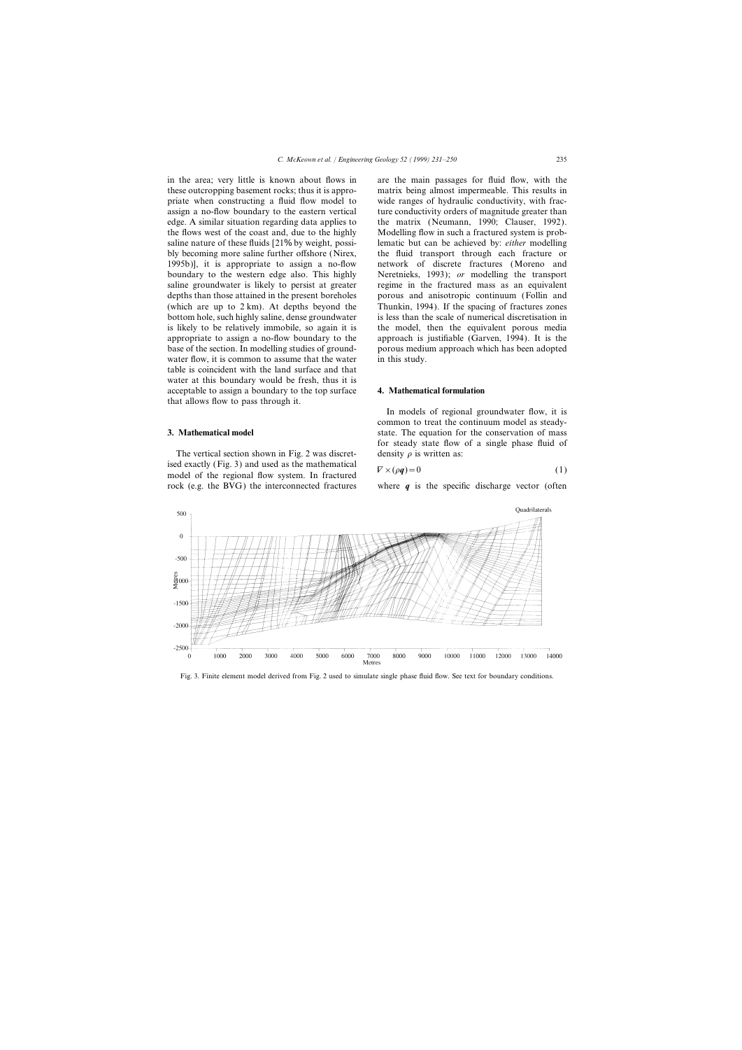in the area; very little is known about flows in these outcropping basement rocks; thus it is appropriate when constructing a fluid flow model to assign a no-flow boundary to the eastern vertical edge. A similar situation regarding data applies to the flows west of the coast and, due to the highly saline nature of these fluids [21% by weight, possibly becoming more saline further offshore (Nirex, 1995b)], it is appropriate to assign a no-flow boundary to the western edge also. This highly saline groundwater is likely to persist at greater depths than those attained in the present boreholes (which are up to 2 km). At depths beyond the bottom hole, such highly saline, dense groundwater is likely to be relatively immobile, so again it is appropriate to assign a no-flow boundary to the base of the section. In modelling studies of groundwater flow, it is common to assume that the water table is coincident with the land surface and that water at this boundary would be fresh, thus it is acceptable to assign a boundary to the top surface that allows flow to pass through it.

## 3. Mathematical model

The vertical section shown in Fig. 2 was discretised exactly (Fig. 3) and used as the mathematical model of the regional flow system. In fractured rock (e.g. the BVG) the interconnected fractures are the main passages for fluid flow, with the matrix being almost impermeable. This results in wide ranges of hydraulic conductivity, with fracture conductivity orders of magnitude greater than the matrix (Neumann, 1990; Clauser, 1992). Modelling flow in such a fractured system is problematic but can be achieved by: *either* modelling the fluid transport through each fracture or network of discrete fractures (Moreno and Neretnieks, 1993); *or* modelling the transport regime in the fractured mass as an equivalent porous and anisotropic continuum (Follin and Thunkin, 1994). If the spacing of fractures zones is less than the scale of numerical discretisation in the model, then the equivalent porous media approach is justifiable (Garven, 1994). It is the porous medium approach which has been adopted in this study.

## 4. Mathematical formulation

In models of regional groundwater flow, it is common to treat the continuum model as steady-state. The equation for the conservation of mass for steady state flow of a single phase fluid of density $\rho$ is written as:

$$\nabla \times (\rho \boldsymbol{q}) = 0 \tag{1}$$

where $\boldsymbol{q}$ is the specific discharge vector (often

Fig. 3. Finite element model derived from Fig. 2 used to simulate single phase fluid flow. See text for boundary conditions.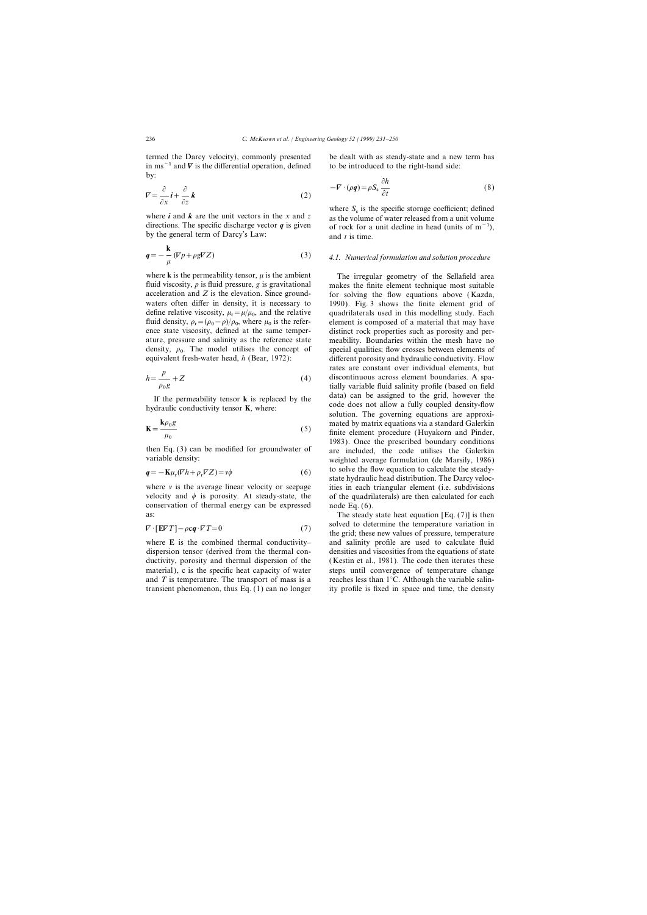termed the Darcy velocity), commonly presented in $\mathrm{ms}^{-1}$ and $\boldsymbol{\nabla}$ is the differential operation, defined by:

$$\nabla = \frac{\partial}{\partial x}\boldsymbol{i} + \frac{\partial}{\partial z}\boldsymbol{k} \tag{2}$$

where $\boldsymbol{i}$ and $\boldsymbol{k}$ are the unit vectors in the $x$ and $z$ directions. The specific discharge vector $\boldsymbol{q}$ is given by the general term of Darcy's Law:

$$\boldsymbol{q} = -\frac{\mathbf{k}}{\mu}(\nabla p + \rho g \nabla Z) \tag{3}$$

where $\mathbf{k}$ is the permeability tensor, $\mu$ is the ambient fluid viscosity, $p$ is fluid pressure, $g$ is gravitational acceleration and $Z$ is the elevation. Since groundwaters often differ in density, it is necessary to define relative viscosity, $\mu_r = \mu/\mu_0$, and the relative fluid density, $\rho_r = (\rho_0 - \rho)/\rho_0$, where $\mu_0$ is the reference state viscosity, defined at the same temperature, pressure and salinity as the reference state density, $\rho_0$. The model utilises the concept of equivalent fresh-water head, $h$ (Bear, 1972):

$$h = \frac{p}{\rho_0 g} + Z \tag{4}$$

If the permeability tensor $\mathbf{k}$ is replaced by the hydraulic conductivity tensor $\mathbf{K}$, where:

$$\mathbf{K} = \frac{\mathbf{k}\rho_0 g}{\mu_0} \tag{5}$$

then Eq. (3) can be modified for groundwater of variable density:

$$\boldsymbol{q} = -\mathbf{K}\mu_r(\nabla h + \rho_r \nabla Z) = v\phi \tag{6}$$

where $v$ is the average linear velocity or seepage velocity and $\phi$ is porosity. At steady-state, the conservation of thermal energy can be expressed as:

$$\nabla \cdot [\mathbf{E}\nabla T] - \rho c \boldsymbol{q} \cdot \nabla T = 0 \tag{7}$$

where $\mathbf{E}$ is the combined thermal conductivity–dispersion tensor (derived from the thermal conductivity, porosity and thermal dispersion of the material), c is the specific heat capacity of water and $T$ is temperature. The transport of mass is a transient phenomenon, thus Eq. (1) can no longer be dealt with as steady-state and a new term has to be introduced to the right-hand side:

$$-\nabla \cdot (\rho \boldsymbol{q}) = \rho S_s \frac{\partial h}{\partial t} \tag{8}$$

where $S_s$ is the specific storage coefficient; defined as the volume of water released from a unit volume of rock for a unit decline in head (units of $\mathrm{m}^{-1}$), and $t$ is time.

### 4.1. Numerical formulation and solution procedure

The irregular geometry of the Sellafield area makes the finite element technique most suitable for solving the flow equations above (Kazda, 1990). Fig. 3 shows the finite element grid of quadrilaterals used in this modelling study. Each element is composed of a material that may have distinct rock properties such as porosity and permeability. Boundaries within the mesh have no special qualities; flow crosses between elements of different porosity and hydraulic conductivity. Flow rates are constant over individual elements, but discontinuous across element boundaries. A spatially variable fluid salinity profile (based on field data) can be assigned to the grid, however the code does not allow a fully coupled density-flow solution. The governing equations are approximated by matrix equations via a standard Galerkin finite element procedure (Huyakorn and Pinder, 1983). Once the prescribed boundary conditions are included, the code utilises the Galerkin weighted average formulation (de Marsily, 1986) to solve the flow equation to calculate the steady-state hydraulic head distribution. The Darcy velocities in each triangular element (i.e. subdivisions of the quadrilaterals) are then calculated for each node Eq. (6).

The steady state heat equation [Eq. (7)] is then solved to determine the temperature variation in the grid; these new values of pressure, temperature and salinity profile are used to calculate fluid densities and viscosities from the equations of state (Kestin et al., 1981). The code then iterates these steps until convergence of temperature change reaches less than 1°C. Although the variable salinity profile is fixed in space and time, the density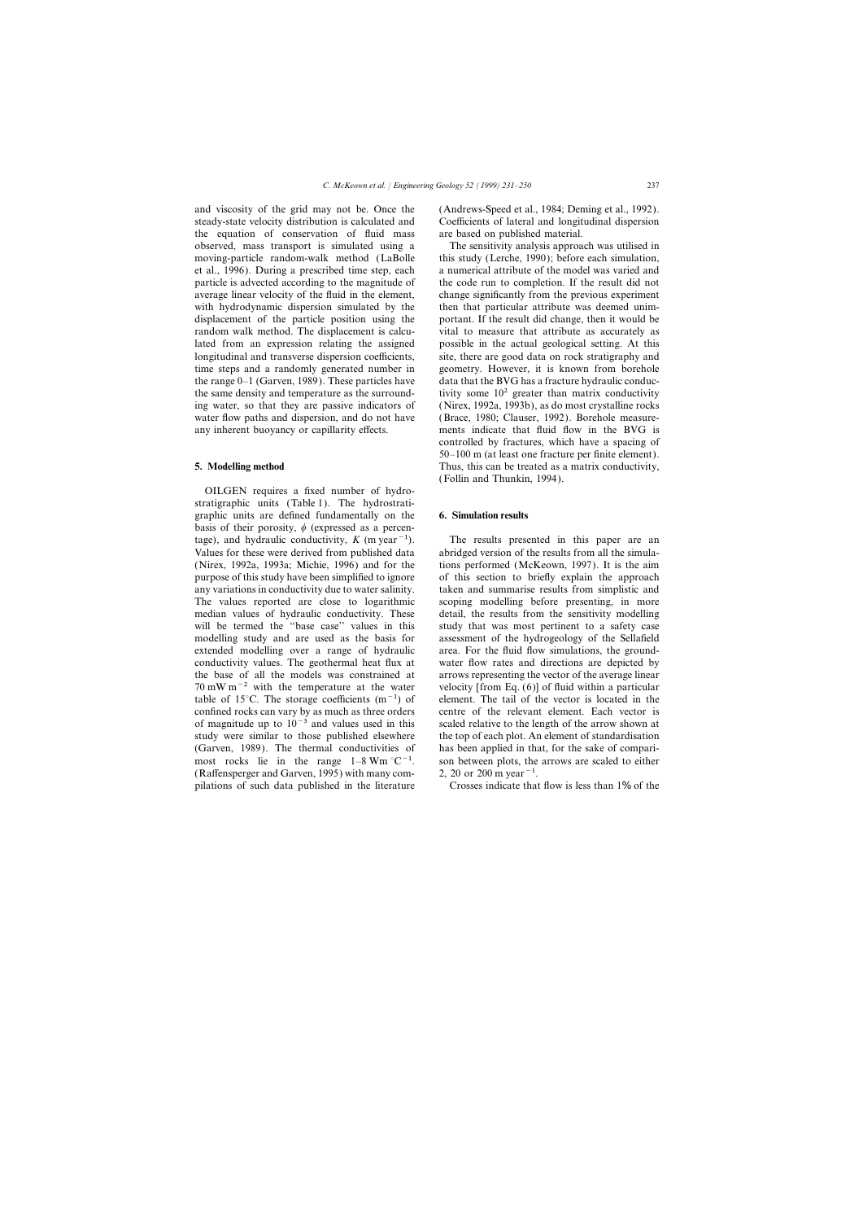and viscosity of the grid may not be. Once the steady-state velocity distribution is calculated and the equation of conservation of fluid mass observed, mass transport is simulated using a moving-particle random-walk method (LaBolle et al., 1996). During a prescribed time step, each particle is advected according to the magnitude of average linear velocity of the fluid in the element, with hydrodynamic dispersion simulated by the displacement of the particle position using the random walk method. The displacement is calculated from an expression relating the assigned longitudinal and transverse dispersion coefficients, time steps and a randomly generated number in the range 0–1 (Garven, 1989). These particles have the same density and temperature as the surrounding water, so that they are passive indicators of water flow paths and dispersion, and do not have any inherent buoyancy or capillarity effects.

## 5. Modelling method

OILGEN requires a fixed number of hydrostratigraphic units (Table 1). The hydrostratigraphic units are defined fundamentally on the basis of their porosity, $\phi$ (expressed as a percentage), and hydraulic conductivity, $K$ (m $\text{year}^{-1}$). Values for these were derived from published data (Nirex, 1992a, 1993a; Michie, 1996) and for the purpose of this study have been simplified to ignore any variations in conductivity due to water salinity. The values reported are close to logarithmic median values of hydraulic conductivity. These will be termed the "base case" values in this modelling study and are used as the basis for extended modelling over a range of hydraulic conductivity values. The geothermal heat flux at the base of all the models was constrained at 70 mW $m^{-2}$ with the temperature at the water table of 15°C. The storage coefficients ($m^{-1}$) of confined rocks can vary by as much as three orders of magnitude up to $10^{-3}$ and values used in this study were similar to those published elsewhere (Garven, 1989). The thermal conductivities of most rocks lie in the range 1–8 Wm $°C^{-1}$. (Raffensperger and Garven, 1995) with many compilations of such data published in the literature (Andrews-Speed et al., 1984; Deming et al., 1992). Coefficients of lateral and longitudinal dispersion are based on published material.

The sensitivity analysis approach was utilised in this study (Lerche, 1990); before each simulation, a numerical attribute of the model was varied and the code run to completion. If the result did not change significantly from the previous experiment then that particular attribute was deemed unimportant. If the result did change, then it would be vital to measure that attribute as accurately as possible in the actual geological setting. At this site, there are good data on rock stratigraphy and geometry. However, it is known from borehole data that the BVG has a fracture hydraulic conductivity some $10^2$ greater than matrix conductivity (Nirex, 1992a, 1993b), as do most crystalline rocks (Brace, 1980; Clauser, 1992). Borehole measurements indicate that fluid flow in the BVG is controlled by fractures, which have a spacing of 50–100 m (at least one fracture per finite element). Thus, this can be treated as a matrix conductivity, (Follin and Thunkin, 1994).

## 6. Simulation results

The results presented in this paper are an abridged version of the results from all the simulations performed (McKeown, 1997). It is the aim of this section to briefly explain the approach taken and summarise results from simplistic and scoping modelling before presenting, in more detail, the results from the sensitivity modelling study that was most pertinent to a safety case assessment of the hydrogeology of the Sellafield area. For the fluid flow simulations, the groundwater flow rates and directions are depicted by arrows representing the vector of the average linear velocity [from Eq. (6)] of fluid within a particular element. The tail of the vector is located in the centre of the relevant element. Each vector is scaled relative to the length of the arrow shown at the top of each plot. An element of standardisation has been applied in that, for the sake of comparison between plots, the arrows are scaled to either 2, 20 or 200 m $\text{year}^{-1}$.

Crosses indicate that flow is less than 1% of the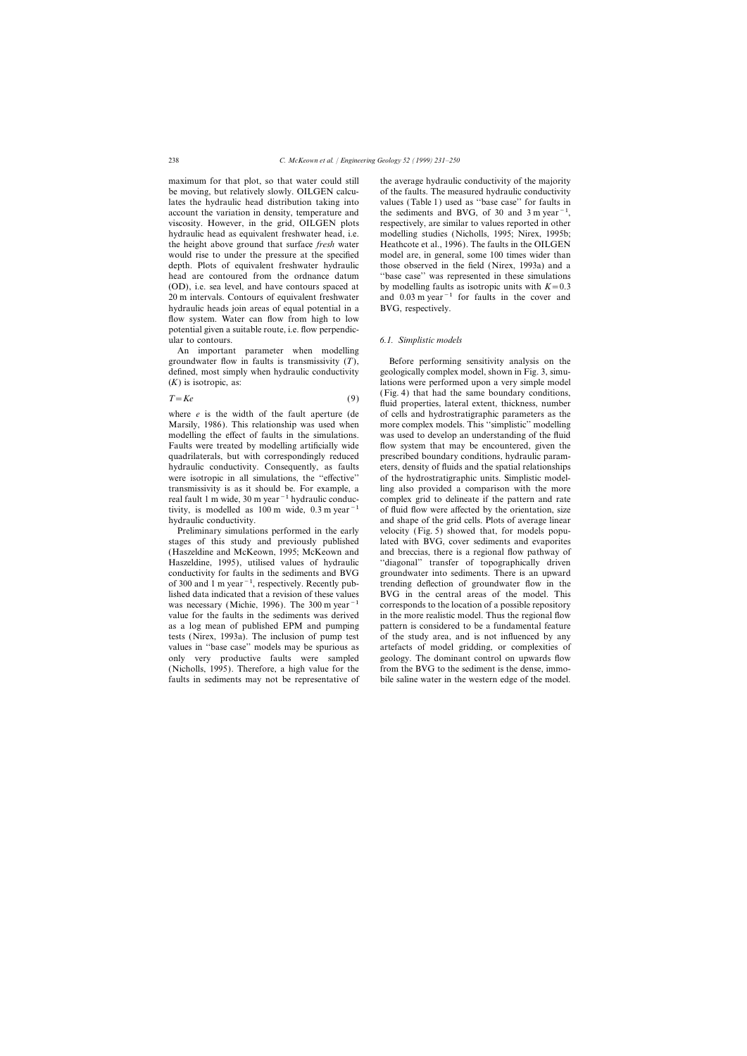maximum for that plot, so that water could still be moving, but relatively slowly. OILGEN calculates the hydraulic head distribution taking into account the variation in density, temperature and viscosity. However, in the grid, OILGEN plots hydraulic head as equivalent freshwater head, i.e. the height above ground that surface *fresh* water would rise to under the pressure at the specified depth. Plots of equivalent freshwater hydraulic head are contoured from the ordnance datum (OD), i.e. sea level, and have contours spaced at 20 m intervals. Contours of equivalent freshwater hydraulic heads join areas of equal potential in a flow system. Water can flow from high to low potential given a suitable route, i.e. flow perpendicular to contours.

An important parameter when modelling groundwater flow in faults is transmissivity ($T$), defined, most simply when hydraulic conductivity ($K$) is isotropic, as:

$$T = Ke \tag{9}$$

where $e$ is the width of the fault aperture (de Marsily, 1986). This relationship was used when modelling the effect of faults in the simulations. Faults were treated by modelling artificially wide quadrilaterals, but with correspondingly reduced hydraulic conductivity. Consequently, as faults were isotropic in all simulations, the "effective" transmissivity is as it should be. For example, a real fault 1 m wide, 30 m year$^{-1}$ hydraulic conductivity, is modelled as 100 m wide, 0.3 m year$^{-1}$ hydraulic conductivity.

Preliminary simulations performed in the early stages of this study and previously published (Haszeldine and McKeown, 1995; McKeown and Haszeldine, 1995), utilised values of hydraulic conductivity for faults in the sediments and BVG of 300 and 1 m year$^{-1}$, respectively. Recently published data indicated that a revision of these values was necessary (Michie, 1996). The 300 m year$^{-1}$ value for the faults in the sediments was derived as a log mean of published EPM and pumping tests (Nirex, 1993a). The inclusion of pump test values in "base case" models may be spurious as only very productive faults were sampled (Nicholls, 1995). Therefore, a high value for the faults in sediments may not be representative of the average hydraulic conductivity of the majority of the faults. The measured hydraulic conductivity values (Table 1) used as "base case" for faults in the sediments and BVG, of 30 and 3 m year$^{-1}$, respectively, are similar to values reported in other modelling studies (Nicholls, 1995; Nirex, 1995b; Heathcote et al., 1996). The faults in the OILGEN model are, in general, some 100 times wider than those observed in the field (Nirex, 1993a) and a "base case" was represented in these simulations by modelling faults as isotropic units with $K = 0.3$ and 0.03 m year$^{-1}$ for faults in the cover and BVG, respectively.

### 6.1. Simplistic models

Before performing sensitivity analysis on the geologically complex model, shown in Fig. 3, simulations were performed upon a very simple model (Fig. 4) that had the same boundary conditions, fluid properties, lateral extent, thickness, number of cells and hydrostratigraphic parameters as the more complex models. This "simplistic" modelling was used to develop an understanding of the fluid flow system that may be encountered, given the prescribed boundary conditions, hydraulic parameters, density of fluids and the spatial relationships of the hydrostratigraphic units. Simplistic modelling also provided a comparison with the more complex grid to delineate if the pattern and rate of fluid flow were affected by the orientation, size and shape of the grid cells. Plots of average linear velocity (Fig. 5) showed that, for models populated with BVG, cover sediments and evaporites and breccias, there is a regional flow pathway of "diagonal" transfer of topographically driven groundwater into sediments. There is an upward trending deflection of groundwater flow in the BVG in the central areas of the model. This corresponds to the location of a possible repository in the more realistic model. Thus the regional flow pattern is considered to be a fundamental feature of the study area, and is not influenced by any artefacts of model gridding, or complexities of geology. The dominant control on upwards flow from the BVG to the sediment is the dense, immobile saline water in the western edge of the model.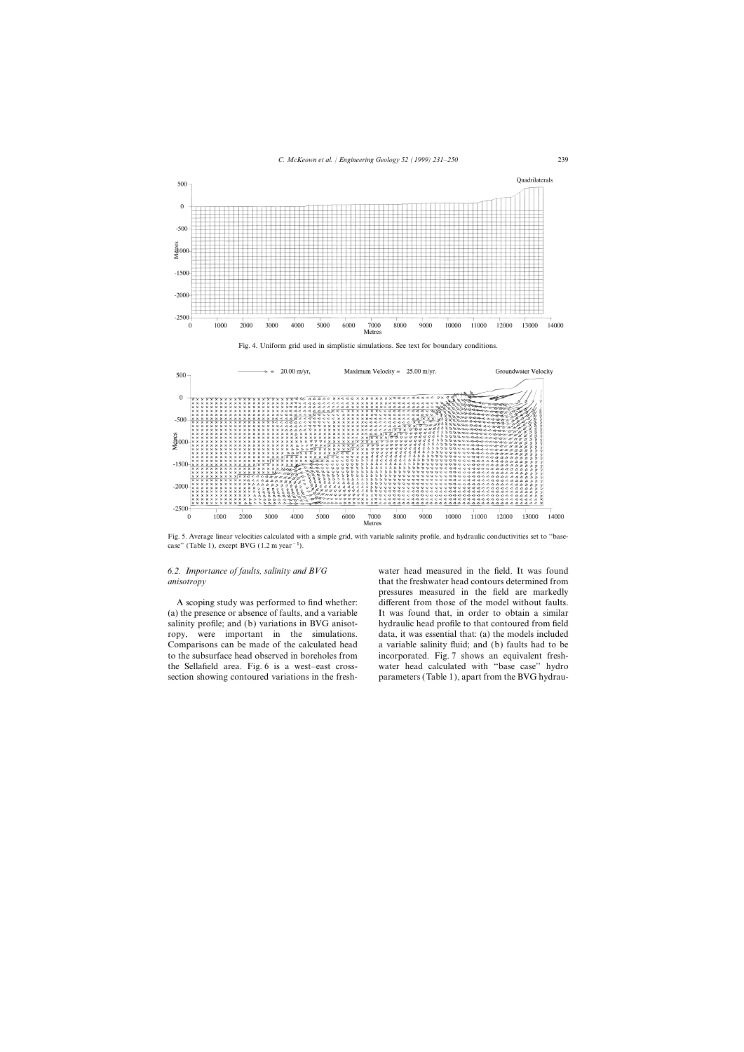Fig. 4. Uniform grid used in simplistic simulations. See text for boundary conditions.

Fig. 5. Average linear velocities calculated with a simple grid, with variable salinity profile, and hydraulic conductivities set to "base-case" (Table 1), except BVG (1.2 m year$^{-1}$).

### 6.2. Importance of faults, salinity and BVG anisotropy

A scoping study was performed to find whether: (a) the presence or absence of faults, and a variable salinity profile; and (b) variations in BVG anisotropy, were important in the simulations. Comparisons can be made of the calculated head to the subsurface head observed in boreholes from the Sellafield area. Fig. 6 is a west–east cross-section showing contoured variations in the freshwater head measured in the field. It was found that the freshwater head contours determined from pressures measured in the field are markedly different from those of the model without faults. It was found that, in order to obtain a similar hydraulic head profile to that contoured from field data, it was essential that: (a) the models included a variable salinity fluid; and (b) faults had to be incorporated. Fig. 7 shows an equivalent freshwater head calculated with "base case" hydro parameters (Table 1), apart from the BVG hydrau-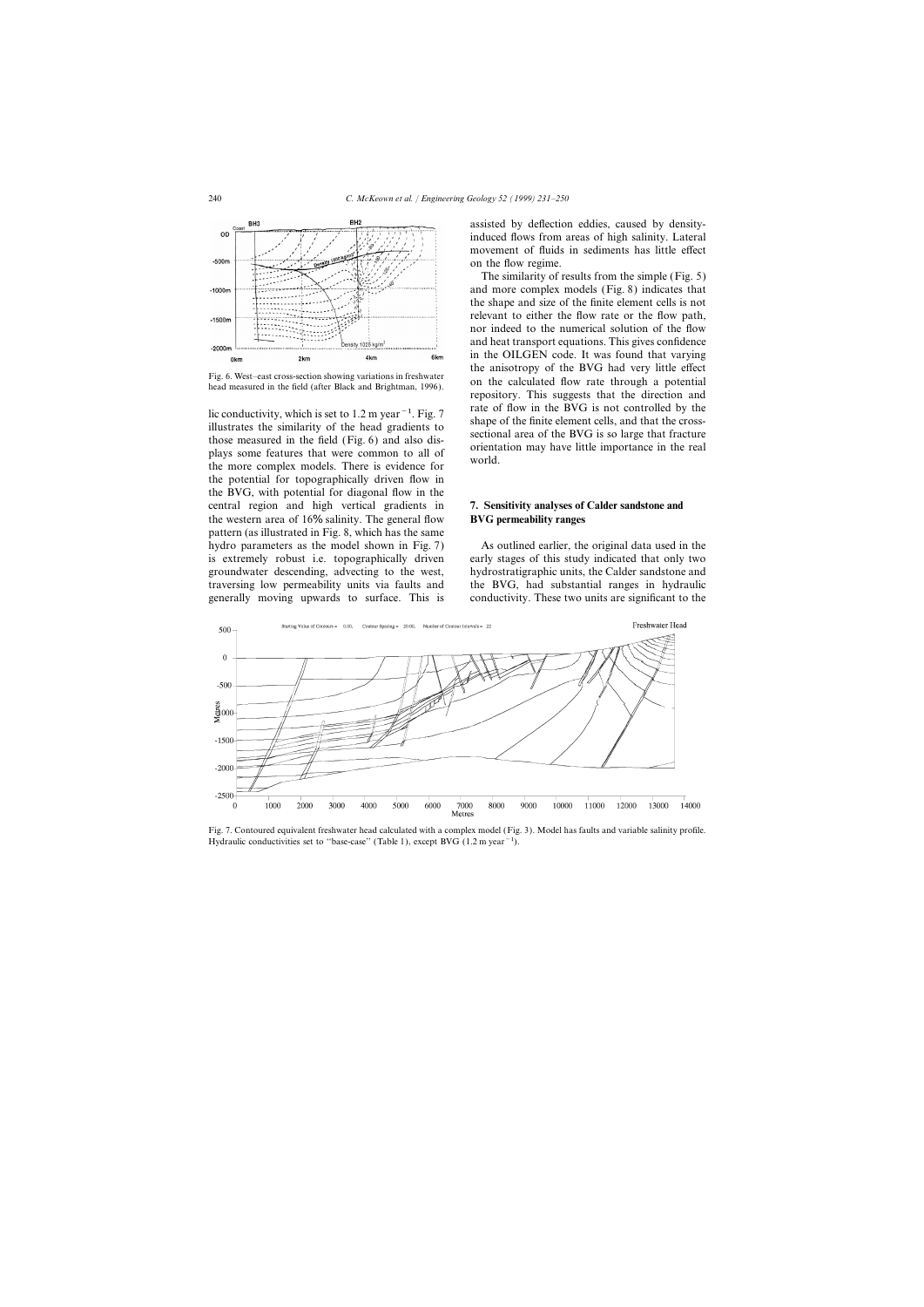Fig. 6. West–east cross-section showing variations in freshwater head measured in the field (after Black and Brightman, 1996).

lic conductivity, which is set to 1.2 m year$^{-1}$. Fig. 7 illustrates the similarity of the head gradients to those measured in the field (Fig. 6) and also displays some features that were common to all of the more complex models. There is evidence for the potential for topographically driven flow in the BVG, with potential for diagonal flow in the central region and high vertical gradients in the western area of 16% salinity. The general flow pattern (as illustrated in Fig. 8, which has the same hydro parameters as the model shown in Fig. 7) is extremely robust i.e. topographically driven groundwater descending, advecting to the west, traversing low permeability units via faults and generally moving upwards to surface. This is assisted by deflection eddies, caused by density-induced flows from areas of high salinity. Lateral movement of fluids in sediments has little effect on the flow regime.

The similarity of results from the simple (Fig. 5) and more complex models (Fig. 8) indicates that the shape and size of the finite element cells is not relevant to either the flow rate or the flow path, nor indeed to the numerical solution of the flow and heat transport equations. This gives confidence in the OILGEN code. It was found that varying the anisotropy of the BVG had very little effect on the calculated flow rate through a potential repository. This suggests that the direction and rate of flow in the BVG is not controlled by the shape of the finite element cells, and that the cross-sectional area of the BVG is so large that fracture orientation may have little importance in the real world.

## 7. Sensitivity analyses of Calder sandstone and BVG permeability ranges

As outlined earlier, the original data used in the early stages of this study indicated that only two hydrostratigraphic units, the Calder sandstone and the BVG, had substantial ranges in hydraulic conductivity. These two units are significant to the

Fig. 7. Contoured equivalent freshwater head calculated with a complex model (Fig. 3). Model has faults and variable salinity profile. Hydraulic conductivities set to "base-case" (Table 1), except BVG (1.2 m year$^{-1}$).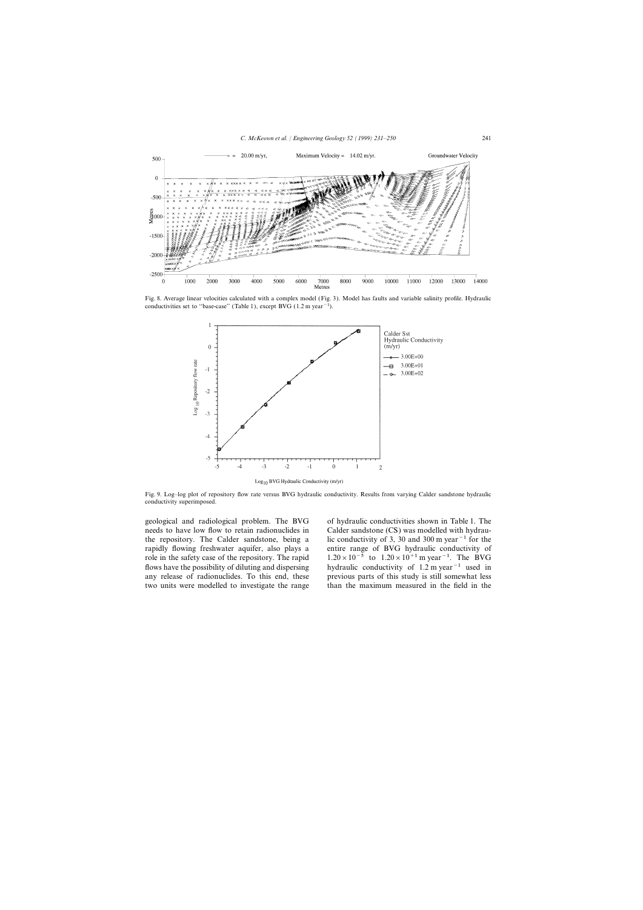Fig. 8. Average linear velocities calculated with a complex model (Fig. 3). Model has faults and variable salinity profile. Hydraulic conductivities set to "base-case" (Table 1), except BVG (1.2 m year$^{-1}$).

Fig. 9. Log–log plot of repository flow rate versus BVG hydraulic conductivity. Results from varying Calder sandstone hydraulic conductivity superimposed.

geological and radiological problem. The BVG needs to have low flow to retain radionuclides in the repository. The Calder sandstone, being a rapidly flowing freshwater aquifer, also plays a role in the safety case of the repository. The rapid flows have the possibility of diluting and dispersing any release of radionuclides. To this end, these two units were modelled to investigate the range of hydraulic conductivities shown in Table 1. The Calder sandstone (CS) was modelled with hydraulic conductivity of 3, 30 and 300 m year$^{-1}$ for the entire range of BVG hydraulic conductivity of $1.20\times10^{-5}$ to $1.20\times10^{+1}$ m year$^{-1}$. The BVG hydraulic conductivity of 1.2 m year$^{-1}$ used in previous parts of this study is still somewhat less than the maximum measured in the field in the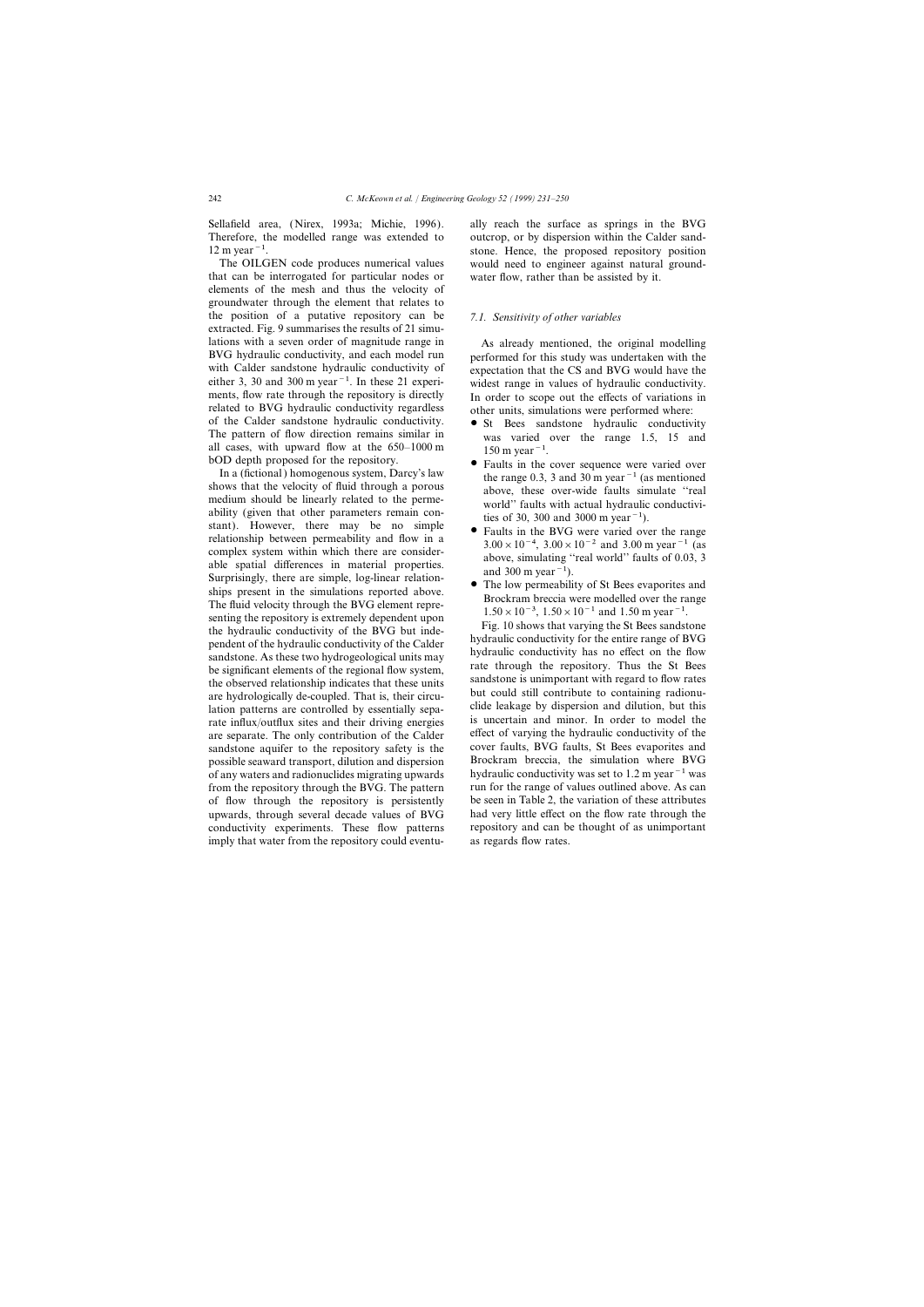Sellafield area, (Nirex, 1993a; Michie, 1996). Therefore, the modelled range was extended to 12 m year$^{-1}$.

The OILGEN code produces numerical values that can be interrogated for particular nodes or elements of the mesh and thus the velocity of groundwater through the element that relates to the position of a putative repository can be extracted. Fig. 9 summarises the results of 21 simulations with a seven order of magnitude range in BVG hydraulic conductivity, and each model run with Calder sandstone hydraulic conductivity of either 3, 30 and 300 m year$^{-1}$. In these 21 experiments, flow rate through the repository is directly related to BVG hydraulic conductivity regardless of the Calder sandstone hydraulic conductivity. The pattern of flow direction remains similar in all cases, with upward flow at the 650–1000 m bOD depth proposed for the repository.

In a (fictional) homogenous system, Darcy's law shows that the velocity of fluid through a porous medium should be linearly related to the permeability (given that other parameters remain constant). However, there may be no simple relationship between permeability and flow in a complex system within which there are considerable spatial differences in material properties. Surprisingly, there are simple, log-linear relationships present in the simulations reported above. The fluid velocity through the BVG element representing the repository is extremely dependent upon the hydraulic conductivity of the BVG but independent of the hydraulic conductivity of the Calder sandstone. As these two hydrogeological units may be significant elements of the regional flow system, the observed relationship indicates that these units are hydrologically de-coupled. That is, their circulation patterns are controlled by essentially separate influx/outflux sites and their driving energies are separate. The only contribution of the Calder sandstone aquifer to the repository safety is the possible seaward transport, dilution and dispersion of any waters and radionuclides migrating upwards from the repository through the BVG. The pattern of flow through the repository is persistently upwards, through several decade values of BVG conductivity experiments. These flow patterns imply that water from the repository could eventually reach the surface as springs in the BVG outcrop, or by dispersion within the Calder sandstone. Hence, the proposed repository position would need to engineer against natural groundwater flow, rather than be assisted by it.

### 7.1. Sensitivity of other variables

As already mentioned, the original modelling performed for this study was undertaken with the expectation that the CS and BVG would have the widest range in values of hydraulic conductivity. In order to scope out the effects of variations in other units, simulations were performed where:

- St Bees sandstone hydraulic conductivity was varied over the range 1.5, 15 and 150 m year$^{-1}$.
- Faults in the cover sequence were varied over the range 0.3, 3 and 30 m year$^{-1}$ (as mentioned above, these over-wide faults simulate "real world" faults with actual hydraulic conductivities of 30, 300 and 3000 m year$^{-1}$).
- Faults in the BVG were varied over the range $3.00\times10^{-4}$, $3.00\times10^{-2}$ and 3.00 m year$^{-1}$ (as above, simulating "real world" faults of 0.03, 3 and 300 m year$^{-1}$).
- The low permeability of St Bees evaporites and Brockram breccia were modelled over the range $1.50\times10^{-3}$, $1.50\times10^{-1}$ and 1.50 m year$^{-1}$.

Fig. 10 shows that varying the St Bees sandstone hydraulic conductivity for the entire range of BVG hydraulic conductivity has no effect on the flow rate through the repository. Thus the St Bees sandstone is unimportant with regard to flow rates but could still contribute to containing radionuclide leakage by dispersion and dilution, but this is uncertain and minor. In order to model the effect of varying the hydraulic conductivity of the cover faults, BVG faults, St Bees evaporites and Brockram breccia, the simulation where BVG hydraulic conductivity was set to 1.2 m year$^{-1}$ was run for the range of values outlined above. As can be seen in Table 2, the variation of these attributes had very little effect on the flow rate through the repository and can be thought of as unimportant as regards flow rates.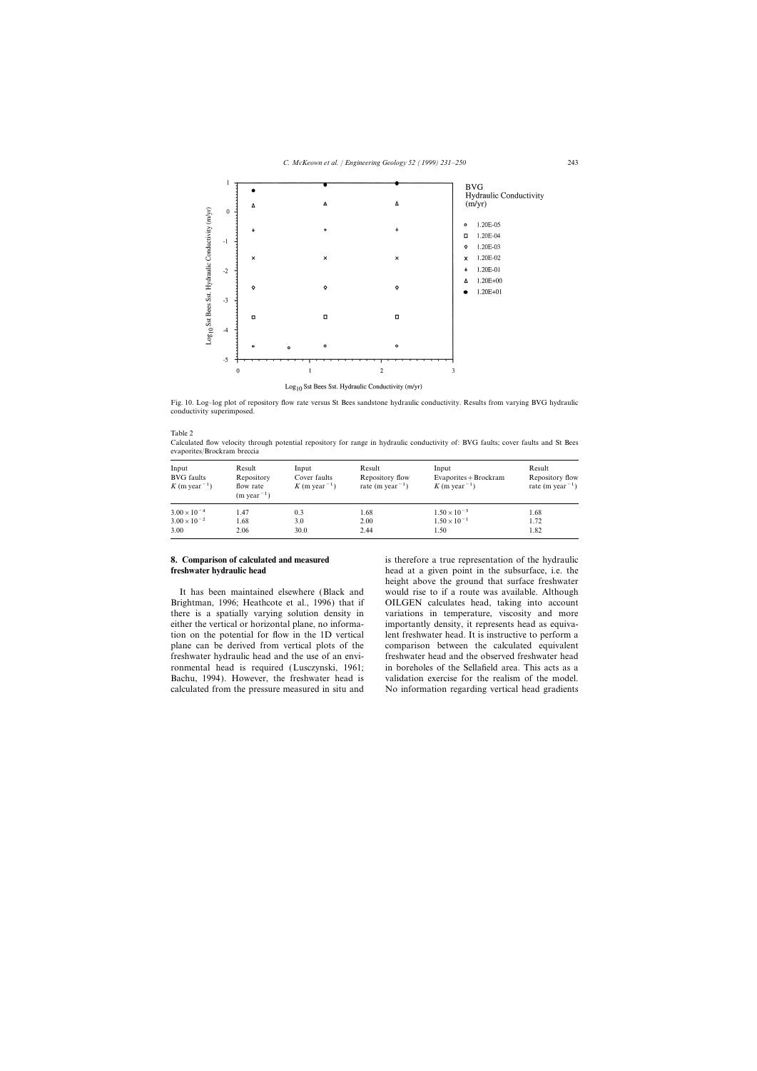Fig. 10. Log–log plot of repository flow rate versus St Bees sandstone hydraulic conductivity. Results from varying BVG hydraulic conductivity superimposed.

Table 2

Calculated flow velocity through potential repository for range in hydraulic conductivity of: BVG faults; cover faults and St Bees evaporites/Brockram breccia

| Input BVG faults $K$ (m year$^{-1}$) | Result Repository flow rate (m year$^{-1}$) | Input Cover faults $K$ (m year$^{-1}$) | Result Repository flow rate (m year$^{-1}$) | Input Evaporites+Brockram $K$ (m year$^{-1}$) | Result Repository flow rate (m year$^{-1}$) |
|---|---|---|---|---|---|
| $3.00\times10^{-4}$ | 1.47 | 0.3 | 1.68 | $1.50\times10^{-3}$ | 1.68 |
| $3.00\times10^{-2}$ | 1.68 | 3.0 | 2.00 | $1.50\times10^{-1}$ | 1.72 |
| 3.00 | 2.06 | 30.0 | 2.44 | 1.50 | 1.82 |

## 8. Comparison of calculated and measured freshwater hydraulic head

It has been maintained elsewhere (Black and Brightman, 1996; Heathcote et al., 1996) that if there is a spatially varying solution density in either the vertical or horizontal plane, no information on the potential for flow in the 1D vertical plane can be derived from vertical plots of the freshwater hydraulic head and the use of an environmental head is required (Lusczynski, 1961; Bachu, 1994). However, the freshwater head is calculated from the pressure measured in situ and is therefore a true representation of the hydraulic head at a given point in the subsurface, i.e. the height above the ground that surface freshwater would rise to if a route was available. Although OILGEN calculates head, taking into account variations in temperature, viscosity and more importantly density, it represents head as equivalent freshwater head. It is instructive to perform a comparison between the calculated equivalent freshwater head and the observed freshwater head in boreholes of the Sellafield area. This acts as a validation exercise for the realism of the model. No information regarding vertical head gradients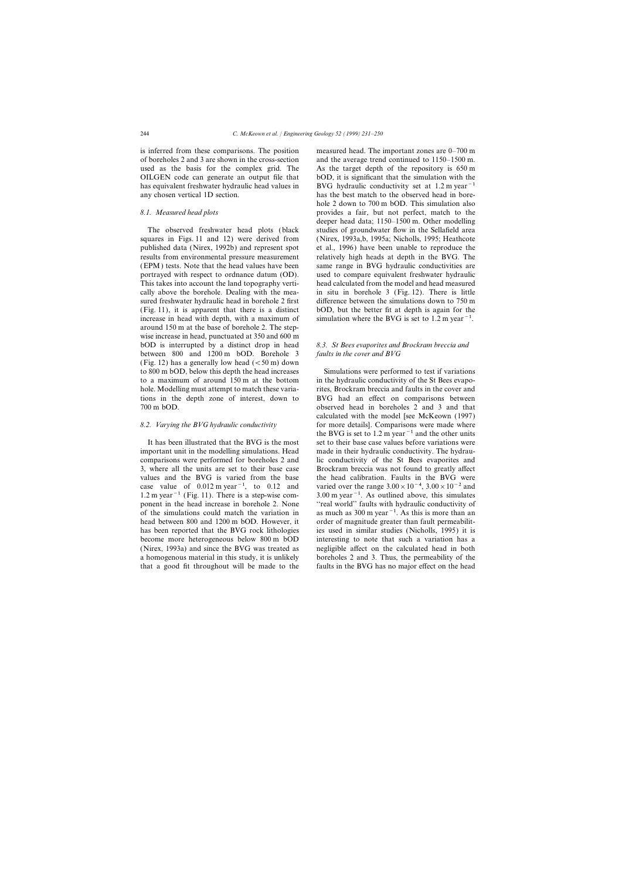is inferred from these comparisons. The position of boreholes 2 and 3 are shown in the cross-section used as the basis for the complex grid. The OILGEN code can generate an output file that has equivalent freshwater hydraulic head values in any chosen vertical 1D section.

### 8.1. Measured head plots

The observed freshwater head plots (black squares in Figs. 11 and 12) were derived from published data (Nirex, 1992b) and represent spot results from environmental pressure measurement (EPM) tests. Note that the head values have been portrayed with respect to ordnance datum (OD). This takes into account the land topography vertically above the borehole. Dealing with the measured freshwater hydraulic head in borehole 2 first (Fig. 11), it is apparent that there is a distinct increase in head with depth, with a maximum of around 150 m at the base of borehole 2. The step-wise increase in head, punctuated at 350 and 600 m bOD is interrupted by a distinct drop in head between 800 and 1200 m bOD. Borehole 3 (Fig. 12) has a generally low head (<50 m) down to 800 m bOD, below this depth the head increases to a maximum of around 150 m at the bottom hole. Modelling must attempt to match these variations in the depth zone of interest, down to 700 m bOD.

### 8.2. Varying the BVG hydraulic conductivity

It has been illustrated that the BVG is the most important unit in the modelling simulations. Head comparisons were performed for boreholes 2 and 3, where all the units are set to their base case values and the BVG is varied from the base case value of 0.012 m year$^{-1}$, to 0.12 and 1.2 m year$^{-1}$ (Fig. 11). There is a step-wise component in the head increase in borehole 2. None of the simulations could match the variation in head between 800 and 1200 m bOD. However, it has been reported that the BVG rock lithologies become more heterogeneous below 800 m bOD (Nirex, 1993a) and since the BVG was treated as a homogenous material in this study, it is unlikely that a good fit throughout will be made to the measured head. The important zones are 0–700 m and the average trend continued to 1150–1500 m. As the target depth of the repository is 650 m bOD, it is significant that the simulation with the BVG hydraulic conductivity set at 1.2 m year$^{-1}$ has the best match to the observed head in borehole 2 down to 700 m bOD. This simulation also provides a fair, but not perfect, match to the deeper head data; 1150–1500 m. Other modelling studies of groundwater flow in the Sellafield area (Nirex, 1993a,b, 1995a; Nicholls, 1995; Heathcote et al., 1996) have been unable to reproduce the relatively high heads at depth in the BVG. The same range in BVG hydraulic conductivities are used to compare equivalent freshwater hydraulic head calculated from the model and head measured in situ in borehole 3 (Fig. 12). There is little difference between the simulations down to 750 m bOD, but the better fit at depth is again for the simulation where the BVG is set to 1.2 m year$^{-1}$.

### 8.3. St Bees evaporites and Brockram breccia and faults in the cover and BVG

Simulations were performed to test if variations in the hydraulic conductivity of the St Bees evaporites, Brockram breccia and faults in the cover and BVG had an effect on comparisons between observed head in boreholes 2 and 3 and that calculated with the model [see McKeown (1997) for more details]. Comparisons were made where the BVG is set to 1.2 m year$^{-1}$ and the other units set to their base case values before variations were made in their hydraulic conductivity. The hydraulic conductivity of the St Bees evaporites and Brockram breccia was not found to greatly affect the head calibration. Faults in the BVG were varied over the range $3.00 \times 10^{-4}$, $3.00 \times 10^{-2}$ and 3.00 m year$^{-1}$. As outlined above, this simulates "real world" faults with hydraulic conductivity of as much as 300 m year$^{-1}$. As this is more than an order of magnitude greater than fault permeabilities used in similar studies (Nicholls, 1995) it is interesting to note that such a variation has a negligible affect on the calculated head in both boreholes 2 and 3. Thus, the permeability of the faults in the BVG has no major effect on the head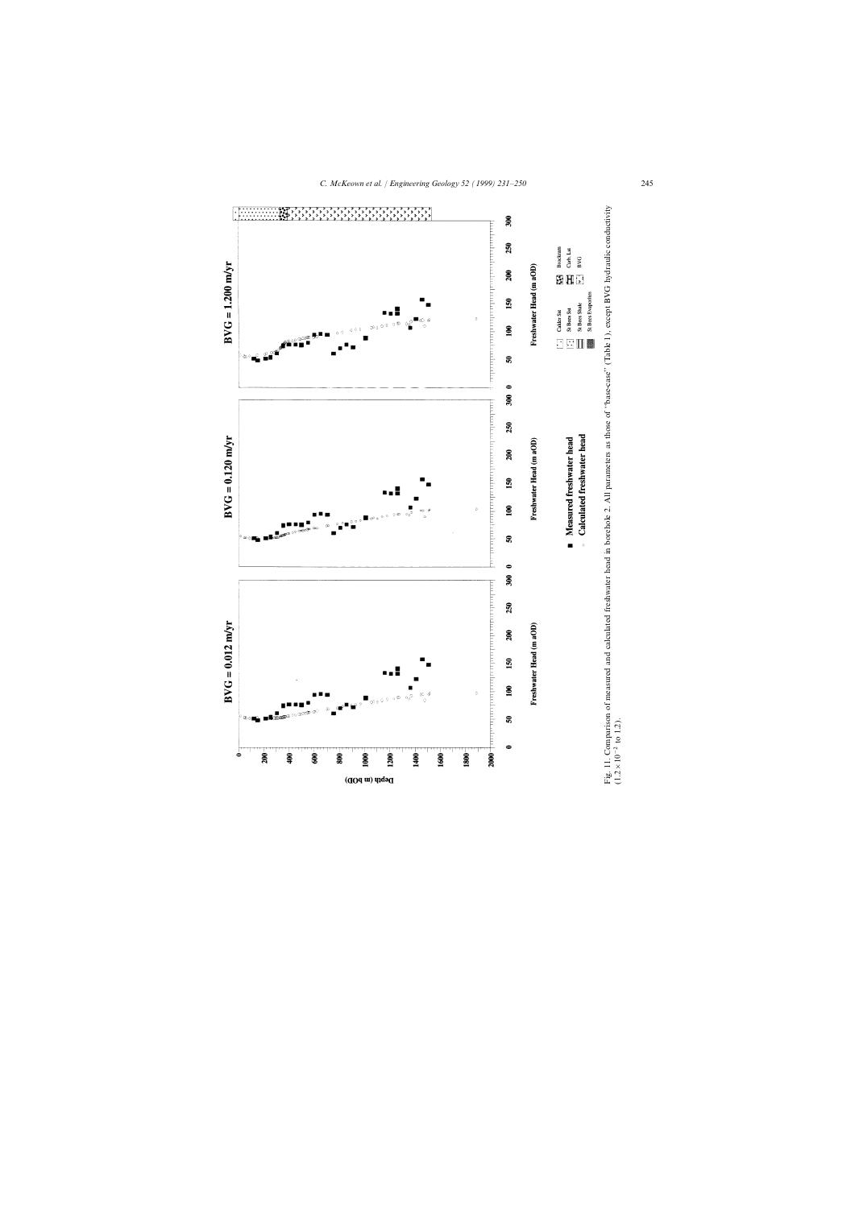Fig. 11. Comparison of measured and calculated freshwater head in borehole 2. All parameters as those of "base-case" (Table 1), except BVG hydraulic conductivity ($1.2 \times 10^{-2}$ to 1.2).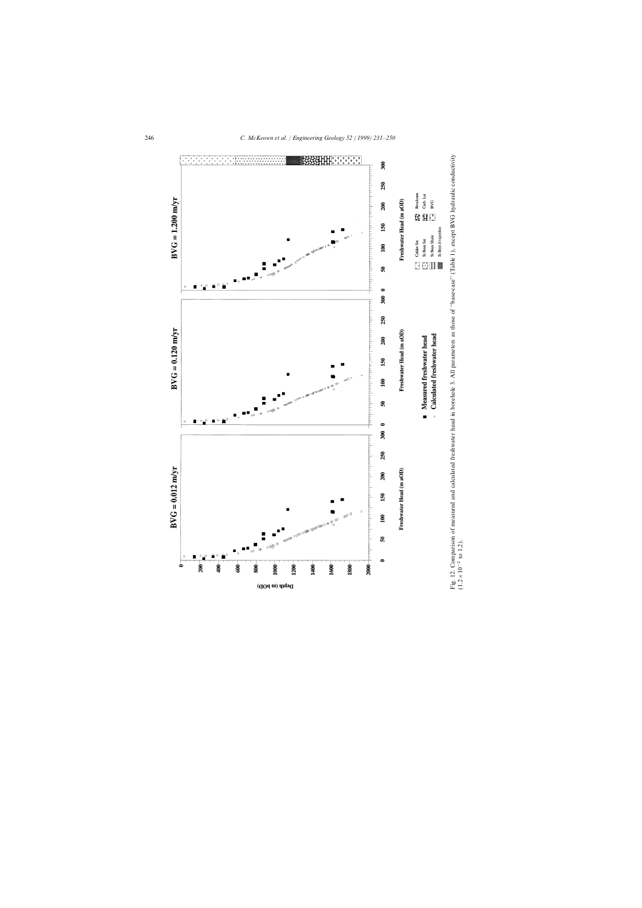Fig. 12. Comparison of measured and calculated freshwater head in borehole 3. All parameters as those of "base-case" (Table 1), except BVG hydraulic conductivity ($1.2 \times 10^{-2}$ to 1.2).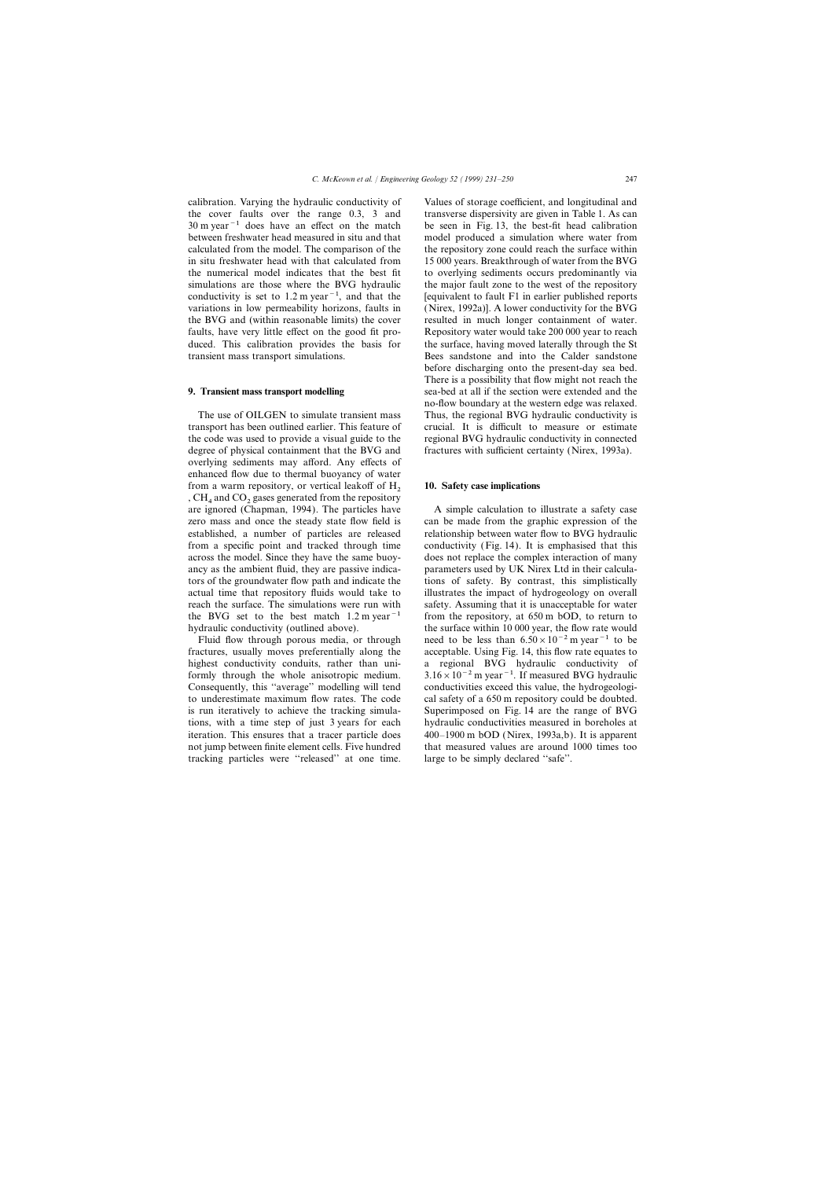calibration. Varying the hydraulic conductivity of the cover faults over the range 0.3, 3 and 30 m year$^{-1}$ does have an effect on the match between freshwater head measured in situ and that calculated from the model. The comparison of the in situ freshwater head with that calculated from the numerical model indicates that the best fit simulations are those where the BVG hydraulic conductivity is set to 1.2 m year$^{-1}$, and that the variations in low permeability horizons, faults in the BVG and (within reasonable limits) the cover faults, have very little effect on the good fit produced. This calibration provides the basis for transient mass transport simulations.

## 9. Transient mass transport modelling

The use of OILGEN to simulate transient mass transport has been outlined earlier. This feature of the code was used to provide a visual guide to the degree of physical containment that the BVG and overlying sediments may afford. Any effects of enhanced flow due to thermal buoyancy of water from a warm repository, or vertical leakoff of $H_2$, $CH_4$ and $CO_2$ gases generated from the repository are ignored (Chapman, 1994). The particles have zero mass and once the steady state flow field is established, a number of particles are released from a specific point and tracked through time across the model. Since they have the same buoyancy as the ambient fluid, they are passive indicators of the groundwater flow path and indicate the actual time that repository fluids would take to reach the surface. The simulations were run with the BVG set to the best match 1.2 m year$^{-1}$ hydraulic conductivity (outlined above).

Fluid flow through porous media, or through fractures, usually moves preferentially along the highest conductivity conduits, rather than uniformly through the whole anisotropic medium. Consequently, this "average" modelling will tend to underestimate maximum flow rates. The code is run iteratively to achieve the tracking simulations, with a time step of just 3 years for each iteration. This ensures that a tracer particle does not jump between finite element cells. Five hundred tracking particles were "released" at one time. Values of storage coefficient, and longitudinal and transverse dispersivity are given in Table 1. As can be seen in Fig. 13, the best-fit head calibration model produced a simulation where water from the repository zone could reach the surface within 15 000 years. Breakthrough of water from the BVG to overlying sediments occurs predominantly via the major fault zone to the west of the repository [equivalent to fault F1 in earlier published reports (Nirex, 1992a)]. A lower conductivity for the BVG resulted in much longer containment of water. Repository water would take 200 000 year to reach the surface, having moved laterally through the St Bees sandstone and into the Calder sandstone before discharging onto the present-day sea bed. There is a possibility that flow might not reach the sea-bed at all if the section were extended and the no-flow boundary at the western edge was relaxed. Thus, the regional BVG hydraulic conductivity is crucial. It is difficult to measure or estimate regional BVG hydraulic conductivity in connected fractures with sufficient certainty (Nirex, 1993a).

## 10. Safety case implications

A simple calculation to illustrate a safety case can be made from the graphic expression of the relationship between water flow to BVG hydraulic conductivity (Fig. 14). It is emphasised that this does not replace the complex interaction of many parameters used by UK Nirex Ltd in their calculations of safety. By contrast, this simplistically illustrates the impact of hydrogeology on overall safety. Assuming that it is unacceptable for water from the repository, at 650 m bOD, to return to the surface within 10 000 year, the flow rate would need to be less than $6.50\times10^{-2}$ m year$^{-1}$ to be acceptable. Using Fig. 14, this flow rate equates to a regional BVG hydraulic conductivity of $3.16\times10^{-2}$ m year$^{-1}$. If measured BVG hydraulic conductivities exceed this value, the hydrogeological safety of a 650 m repository could be doubted. Superimposed on Fig. 14 are the range of BVG hydraulic conductivities measured in boreholes at 400–1900 m bOD (Nirex, 1993a,b). It is apparent that measured values are around 1000 times too large to be simply declared "safe".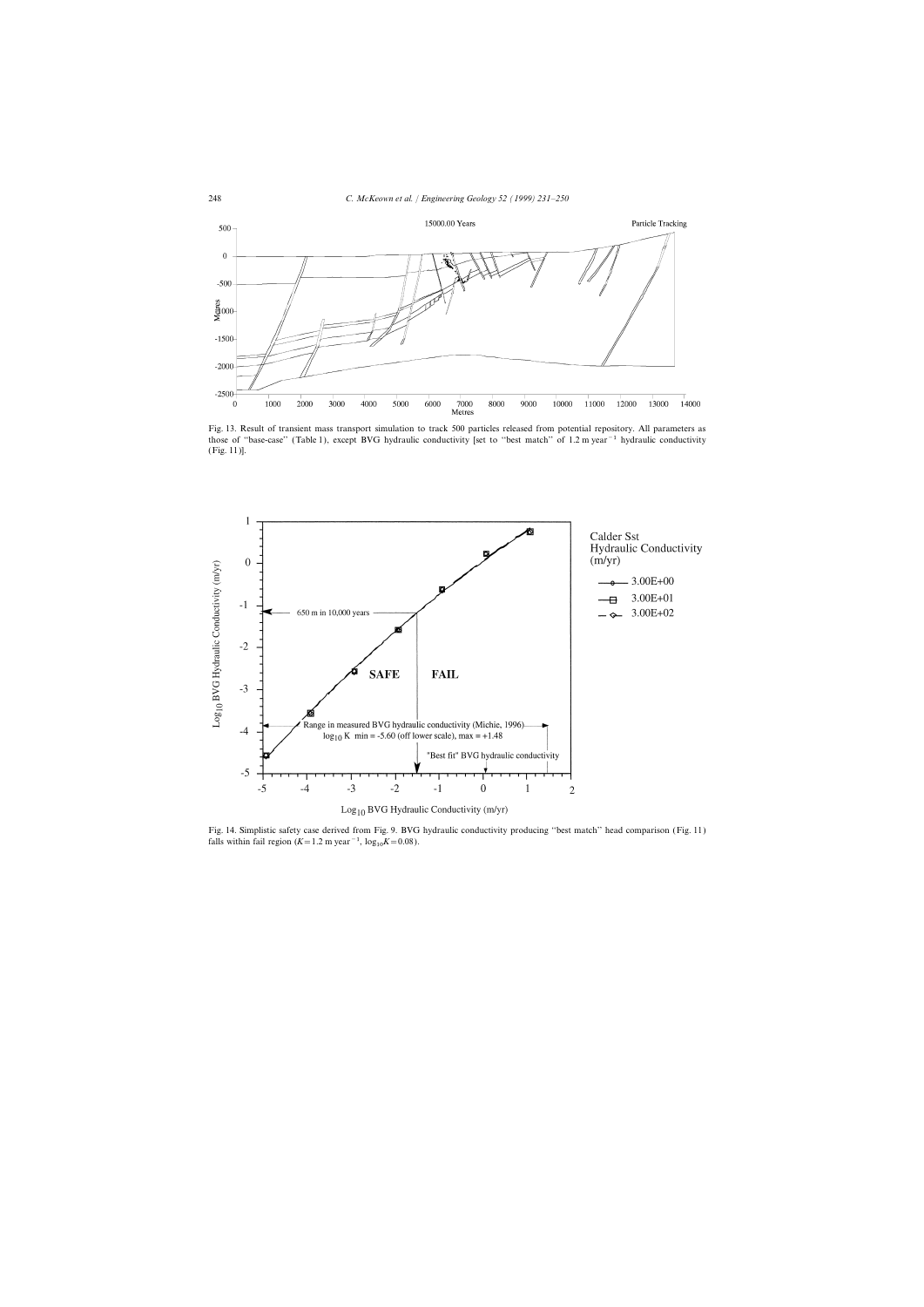Fig. 13. Result of transient mass transport simulation to track 500 particles released from potential repository. All parameters as those of "base-case" (Table 1), except BVG hydraulic conductivity [set to "best match" of 1.2 m year$^{-1}$ hydraulic conductivity (Fig. 11)].

Fig. 14. Simplistic safety case derived from Fig. 9. BVG hydraulic conductivity producing "best match" head comparison (Fig. 11) falls within fail region ($K = 1.2$ m year$^{-1}$, $\log_{10} K = 0.08$).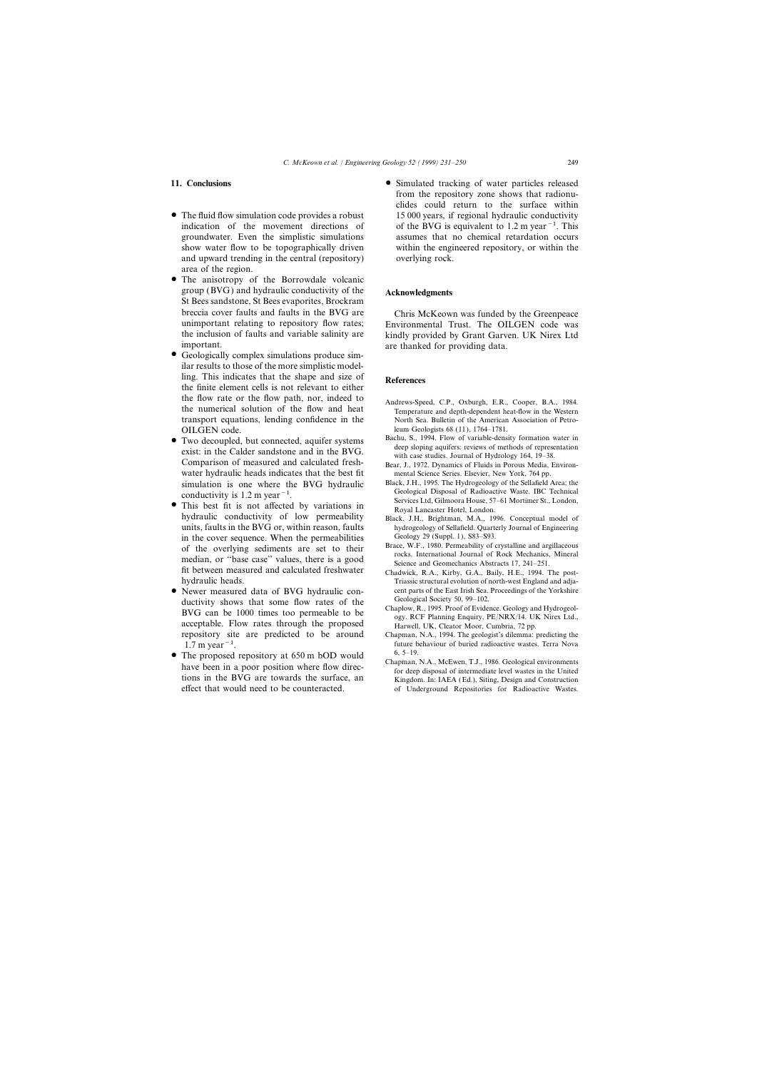## 11. Conclusions

- The fluid flow simulation code provides a robust indication of the movement directions of groundwater. Even the simplistic simulations show water flow to be topographically driven and upward trending in the central (repository) area of the region.
- The anisotropy of the Borrowdale volcanic group (BVG) and hydraulic conductivity of the St Bees sandstone, St Bees evaporites, Brockram breccia cover faults and faults in the BVG are unimportant relating to repository flow rates; the inclusion of faults and variable salinity are important.
- Geologically complex simulations produce similar results to those of the more simplistic modelling. This indicates that the shape and size of the finite element cells is not relevant to either the flow rate or the flow path, nor, indeed to the numerical solution of the flow and heat transport equations, lending confidence in the OILGEN code.
- Two decoupled, but connected, aquifer systems exist: in the Calder sandstone and in the BVG. Comparison of measured and calculated freshwater hydraulic heads indicates that the best fit simulation is one where the BVG hydraulic conductivity is 1.2 m year$^{-1}$.
- This best fit is not affected by variations in hydraulic conductivity of low permeability units, faults in the BVG or, within reason, faults in the cover sequence. When the permeabilities of the overlying sediments are set to their median, or "base case" values, there is a good fit between measured and calculated freshwater hydraulic heads.
- Newer measured data of BVG hydraulic conductivity shows that some flow rates of the BVG can be 1000 times too permeable to be acceptable. Flow rates through the proposed repository site are predicted to be around 1.7 m year$^{-1}$.
- The proposed repository at 650 m bOD would have been in a poor position where flow directions in the BVG are towards the surface, an effect that would need to be counteracted.
- Simulated tracking of water particles released from the repository zone shows that radionuclides could return to the surface within 15 000 years, if regional hydraulic conductivity of the BVG is equivalent to 1.2 m year$^{-1}$. This assumes that no chemical retardation occurs within the engineered repository, or within the overlying rock.

## Acknowledgments

Chris McKeown was funded by the Greenpeace Environmental Trust. The OILGEN code was kindly provided by Grant Garven. UK Nirex Ltd are thanked for providing data.

## References

Andrews-Speed, C.P., Oxburgh, E.R., Cooper, B.A., 1984. Temperature and depth-dependent heat-flow in the Western North Sea. Bulletin of the American Association of Petroleum Geologists 68 (11), 1764–1781.

Bachu, S., 1994. Flow of variable-density formation water in deep sloping aquifers: reviews of methods of representation with case studies. Journal of Hydrology 164, 19–38.

Bear, J., 1972. Dynamics of Fluids in Porous Media, Environmental Science Series. Elsevier, New York, 764 pp.

Black, J.H., 1995. The Hydrogeology of the Sellafield Area; the Geological Disposal of Radioactive Waste. IBC Technical Services Ltd, Gilmoora House, 57–61 Mortimer St., London, Royal Lancaster Hotel, London.

Black, J.H., Brightman, M.A., 1996. Conceptual model of hydrogeology of Sellafield. Quarterly Journal of Engineering Geology 29 (Suppl. 1), S83–S93.

Brace, W.F., 1980. Permeability of crystalline and argillaceous rocks. International Journal of Rock Mechanics, Mineral Science and Geomechanics Abstracts 17, 241–251.

Chadwick, R.A., Kirby, G.A., Baily, H.E., 1994. The post-Triassic structural evolution of north-west England and adjacent parts of the East Irish Sea. Proceedings of the Yorkshire Geological Society 50, 99–102.

Chaplow, R., 1995. Proof of Evidence. Geology and Hydrogeology. RCF Planning Enquiry, PE/NRX/14. UK Nirex Ltd., Harwell, UK, Cleator Moor, Cumbria, 72 pp.

Chapman, N.A., 1994. The geologist's dilemma: predicting the future behaviour of buried radioactive wastes. Terra Nova 6, 5–19.

Chapman, N.A., McEwen, T.J., 1986. Geological environments for deep disposal of intermediate level wastes in the United Kingdom. In: IAEA (Ed.), Siting, Design and Construction of Underground Repositories for Radioactive Wastes.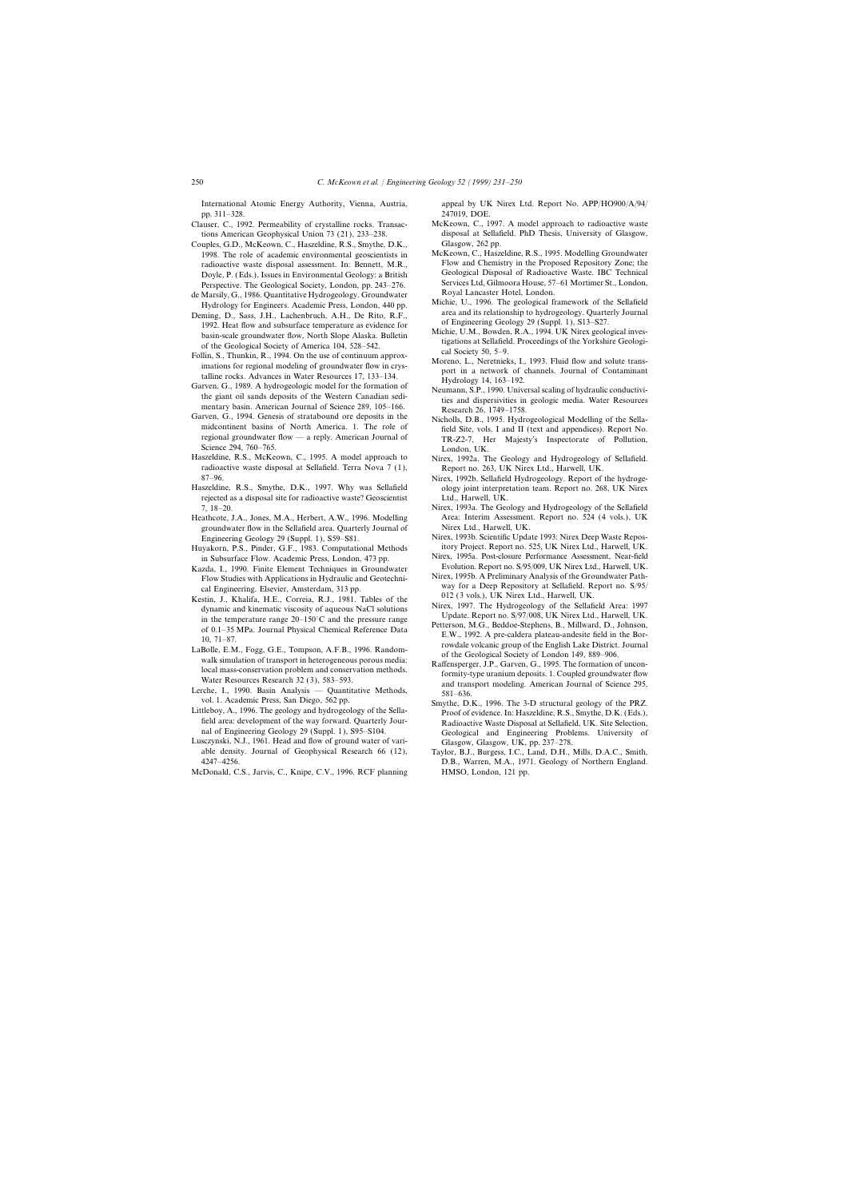International Atomic Energy Authority, Vienna, Austria, pp. 311–328.

Clauser, C., 1992. Permeability of crystalline rocks. Transactions American Geophysical Union 73 (21), 233–238.

Couples, G.D., McKeown, C., Haszeldine, R.S., Smythe, D.K., 1998. The role of academic environmental geoscientists in radioactive waste disposal assessment. In: Bennett, M.R., Doyle, P. (Eds.), Issues in Environmental Geology: a British Perspective. The Geological Society, London, pp. 243–276.

de Marsily, G., 1986. Quantitative Hydrogeology. Groundwater Hydrology for Engineers. Academic Press, London, 440 pp.

Deming, D., Sass, J.H., Lachenbruch, A.H., De Rito, R.F., 1992. Heat flow and subsurface temperature as evidence for basin-scale groundwater flow, North Slope Alaska. Bulletin of the Geological Society of America 104, 528–542.

Follin, S., Thunkin, R., 1994. On the use of continuum approximations for regional modeling of groundwater flow in crystalline rocks. Advances in Water Resources 17, 133–134.

Garven, G., 1989. A hydrogeologic model for the formation of the giant oil sands deposits of the Western Canadian sedimentary basin. American Journal of Science 289, 105–166.

Garven, G., 1994. Genesis of stratabound ore deposits in the midcontinent basins of North America. 1. The role of regional groundwater flow — a reply. American Journal of Science 294, 760–765.

Haszeldine, R.S., McKeown, C., 1995. A model approach to radioactive waste disposal at Sellafield. Terra Nova 7 (1), 87–96.

Haszeldine, R.S., Smythe, D.K., 1997. Why was Sellafield rejected as a disposal site for radioactive waste? Geoscientist 7, 18–20.

Heathcote, J.A., Jones, M.A., Herbert, A.W., 1996. Modelling groundwater flow in the Sellafield area. Quarterly Journal of Engineering Geology 29 (Suppl. 1), S59–S81.

Huyakorn, P.S., Pinder, G.F., 1983. Computational Methods in Subsurface Flow. Academic Press, London, 473 pp.

Kazda, I., 1990. Finite Element Techniques in Groundwater Flow Studies with Applications in Hydraulic and Geotechnical Engineering. Elsevier, Amsterdam, 313 pp.

Kestin, J., Khalifa, H.E., Correia, R.J., 1981. Tables of the dynamic and kinematic viscosity of aqueous NaCl solutions in the temperature range 20–150°C and the pressure range of 0.1–35 MPa. Journal Physical Chemical Reference Data 10, 71–87.

LaBolle, E.M., Fogg, G.E., Tompson, A.F.B., 1996. Random-walk simulation of transport in heterogeneous porous media: local mass-conservation problem and conservation methods. Water Resources Research 32 (3), 583–593.

Lerche, I., 1990. Basin Analysis — Quantitative Methods, vol. 1. Academic Press, San Diego, 562 pp.

Littleboy, A., 1996. The geology and hydrogeology of the Sellafield area: development of the way forward. Quarterly Journal of Engineering Geology 29 (Suppl. 1), S95–S104.

Lusczynski, N.J., 1961. Head and flow of ground water of variable density. Journal of Geophysical Research 66 (12), 4247–4256.

McDonald, C.S., Jarvis, C., Knipe, C.V., 1996. RCF planning appeal by UK Nirex Ltd. Report No. APP/HO900/A/94/247019, DOE.

McKeown, C., 1997. A model approach to radioactive waste disposal at Sellafield. PhD Thesis, University of Glasgow, Glasgow, 262 pp.

McKeown, C., Haszeldine, R.S., 1995. Modelling Groundwater Flow and Chemistry in the Proposed Repository Zone; the Geological Disposal of Radioactive Waste. IBC Technical Services Ltd, Gilmoora House, 57–61 Mortimer St., London, Royal Lancaster Hotel, London.

Michie, U., 1996. The geological framework of the Sellafield area and its relationship to hydrogeology. Quarterly Journal of Engineering Geology 29 (Suppl. 1), S13–S27.

Michie, U.M., Bowden, R.A., 1994. UK Nirex geological investigations at Sellafield. Proceedings of the Yorkshire Geological Society 50, 5–9.

Moreno, L., Neretnieks, I., 1993. Fluid flow and solute transport in a network of channels. Journal of Contaminant Hydrology 14, 163–192.

Neumann, S.P., 1990. Universal scaling of hydraulic conductivities and dispersivities in geologic media. Water Resources Research 26, 1749–1758.

Nicholls, D.B., 1995. Hydrogeological Modelling of the Sellafield Site, vols. I and II (text and appendices). Report No. TR-Z2-7, Her Majesty's Inspectorate of Pollution, London, UK.

Nirex, 1992a. The Geology and Hydrogeology of Sellafield. Report no. 263, UK Nirex Ltd., Harwell, UK.

Nirex, 1992b. Sellafield Hydrogeology. Report of the hydrogeology joint interpretation team. Report no. 268, UK Nirex Ltd., Harwell, UK.

Nirex, 1993a. The Geology and Hydrogeology of the Sellafield Area: Interim Assessment. Report no. 524 (4 vols.), UK Nirex Ltd., Harwell, UK.

Nirex, 1993b. Scientific Update 1993: Nirex Deep Waste Repository Project. Report no. 525, UK Nirex Ltd., Harwell, UK.

Nirex, 1995a. Post-closure Performance Assessment, Near-field Evolution. Report no. S/95/009, UK Nirex Ltd., Harwell, UK.

Nirex, 1995b. A Preliminary Analysis of the Groundwater Pathway for a Deep Repository at Sellafield. Report no. S/95/012 (3 vols.), UK Nirex Ltd., Harwell, UK.

Nirex, 1997. The Hydrogeology of the Sellafield Area: 1997 Update. Report no. S/97/008, UK Nirex Ltd., Harwell, UK.

Petterson, M.G., Beddoe-Stephens, B., Millward, D., Johnson, E.W., 1992. A pre-caldera plateau-andesite field in the Borrowdale volcanic group of the English Lake District. Journal of the Geological Society of London 149, 889–906.

Raffensperger, J.P., Garven, G., 1995. The formation of unconformity-type uranium deposits. 1. Coupled groundwater flow and transport modeling. American Journal of Science 295, 581–636.

Smythe, D.K., 1996. The 3-D structural geology of the PRZ. Proof of evidence. In: Haszeldine, R.S., Smythe, D.K. (Eds.), Radioactive Waste Disposal at Sellafield, UK. Site Selection, Geological and Engineering Problems. University of Glasgow, Glasgow, UK, pp. 237–278.

Taylor, B.J., Burgess, I.C., Land, D.H., Mills, D.A.C., Smith, D.B., Warren, M.A., 1971. Geology of Northern England. HMSO, London, 121 pp.